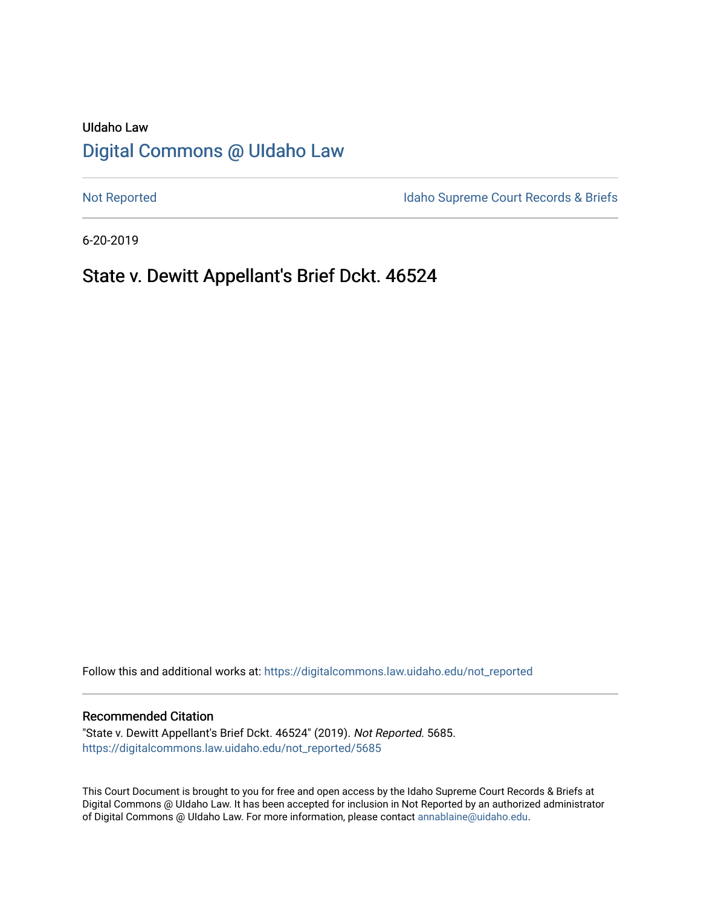UIdaho Law

# Digital Commons @ UIdaho Law

Not Reported | Idaho Supreme Court Records & Briefs

6-20-2019

## State v. Dewitt Appellant's Brief Dckt. 46524

Follow this and additional works at: https://digitalcommons.law.uidaho.edu/not_reported

### Recommended Citation

"State v. Dewitt Appellant's Brief Dckt. 46524" (2019). *Not Reported*. 5685.
https://digitalcommons.law.uidaho.edu/not_reported/5685

This Court Document is brought to you for free and open access by the Idaho Supreme Court Records & Briefs at Digital Commons @ UIdaho Law. It has been accepted for inclusion in Not Reported by an authorized administrator of Digital Commons @ UIdaho Law. For more information, please contact annablaine@uidaho.edu.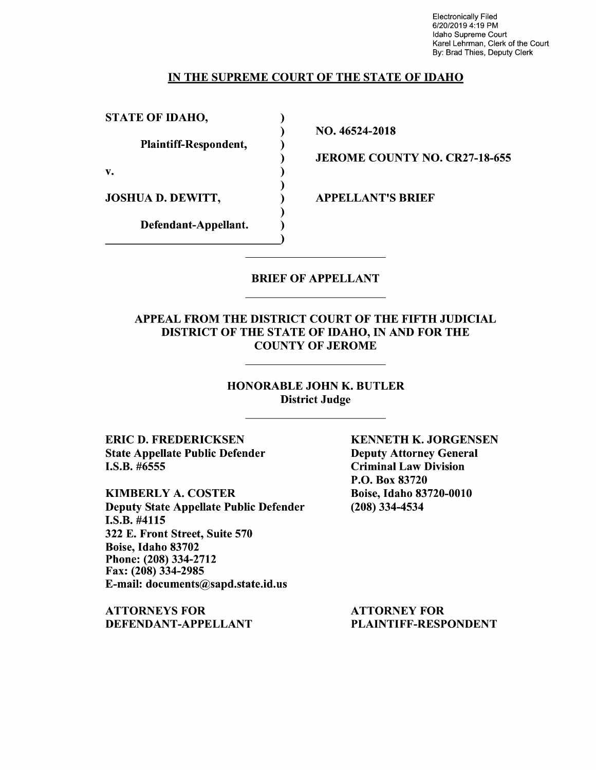Electronically Filed
6/20/2019 4:19 PM
Idaho Supreme Court
Karel Lehrman, Clerk of the Court
By: Brad Thies, Deputy Clerk

## IN THE SUPREME COURT OF THE STATE OF IDAHO

| | |
|---|---|
| **STATE OF IDAHO,** | |
| **Plaintiff-Respondent,** | **NO. 46524-2018** |
| | **JEROME COUNTY NO. CR27-18-655** |
| **v.** | |
| **JOSHUA D. DEWITT,** | **APPELLANT'S BRIEF** |
| **Defendant-Appellant.** | |

## BRIEF OF APPELLANT

### APPEAL FROM THE DISTRICT COURT OF THE FIFTH JUDICIAL DISTRICT OF THE STATE OF IDAHO, IN AND FOR THE COUNTY OF JEROME

**HONORABLE JOHN K. BUTLER**
**District Judge**

**ERIC D. FREDERICKSEN**
**State Appellate Public Defender**
**I.S.B. #6555**

**KIMBERLY A. COSTER**
**Deputy State Appellate Public Defender**
**I.S.B. #4115**
**322 E. Front Street, Suite 570**
**Boise, Idaho 83702**
**Phone: (208) 334-2712**
**Fax: (208) 334-2985**
**E-mail: documents@sapd.state.id.us**

**ATTORNEYS FOR DEFENDANT-APPELLANT**

**KENNETH K. JORGENSEN**
**Deputy Attorney General**
**Criminal Law Division**
**P.O. Box 83720**
**Boise, Idaho 83720-0010**
**(208) 334-4534**

**ATTORNEY FOR PLAINTIFF-RESPONDENT**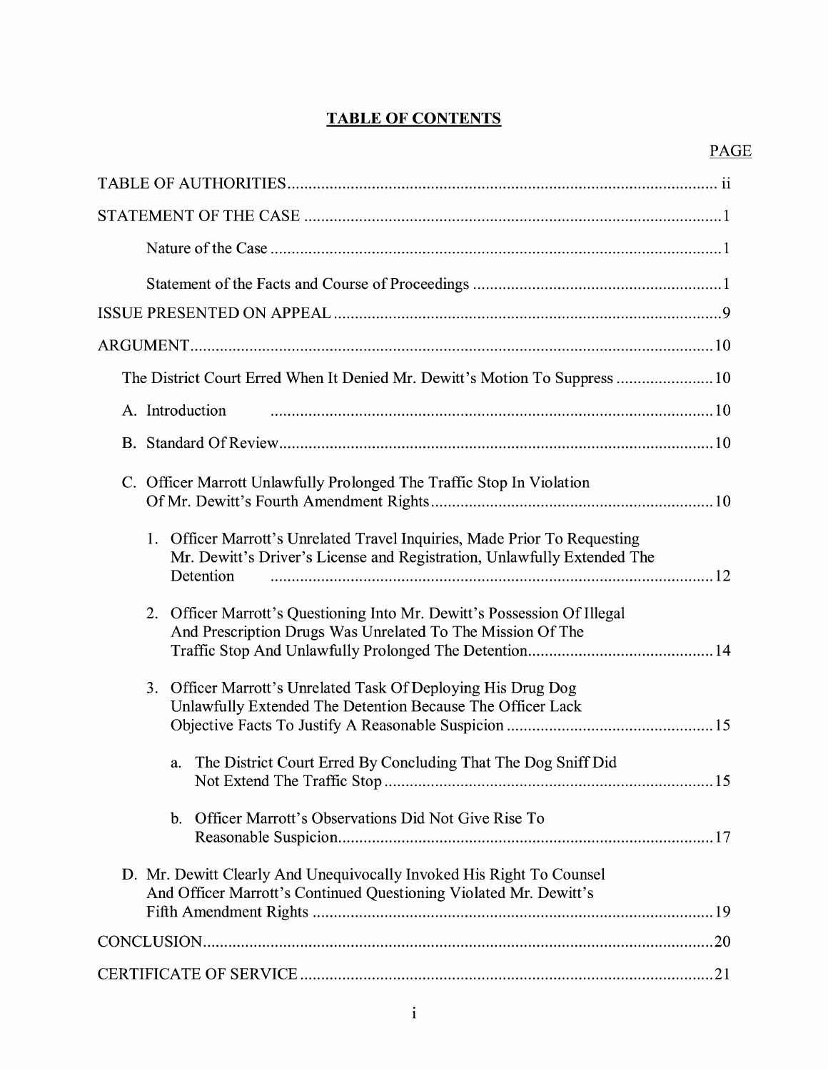# TABLE OF CONTENTS

| | PAGE |
|---|---|
| TABLE OF AUTHORITIES | ii |
| STATEMENT OF THE CASE | 1 |
| Nature of the Case | 1 |
| Statement of the Facts and Course of Proceedings | 1 |
| ISSUE PRESENTED ON APPEAL | 9 |
| ARGUMENT | 10 |
| The District Court Erred When It Denied Mr. Dewitt's Motion To Suppress | 10 |
| A. Introduction | 10 |
| B. Standard Of Review | 10 |
| C. Officer Marrott Unlawfully Prolonged The Traffic Stop In Violation Of Mr. Dewitt's Fourth Amendment Rights | 10 |
| 1. Officer Marrott's Unrelated Travel Inquiries, Made Prior To Requesting Mr. Dewitt's Driver's License and Registration, Unlawfully Extended The Detention | 12 |
| 2. Officer Marrott's Questioning Into Mr. Dewitt's Possession Of Illegal And Prescription Drugs Was Unrelated To The Mission Of The Traffic Stop And Unlawfully Prolonged The Detention | 14 |
| 3. Officer Marrott's Unrelated Task Of Deploying His Drug Dog Unlawfully Extended The Detention Because The Officer Lack Objective Facts To Justify A Reasonable Suspicion | 15 |
| a. The District Court Erred By Concluding That The Dog Sniff Did Not Extend The Traffic Stop | 15 |
| b. Officer Marrott's Observations Did Not Give Rise To Reasonable Suspicion | 17 |
| D. Mr. Dewitt Clearly And Unequivocally Invoked His Right To Counsel And Officer Marrott's Continued Questioning Violated Mr. Dewitt's Fifth Amendment Rights | 19 |
| CONCLUSION | 20 |
| CERTIFICATE OF SERVICE | 21 |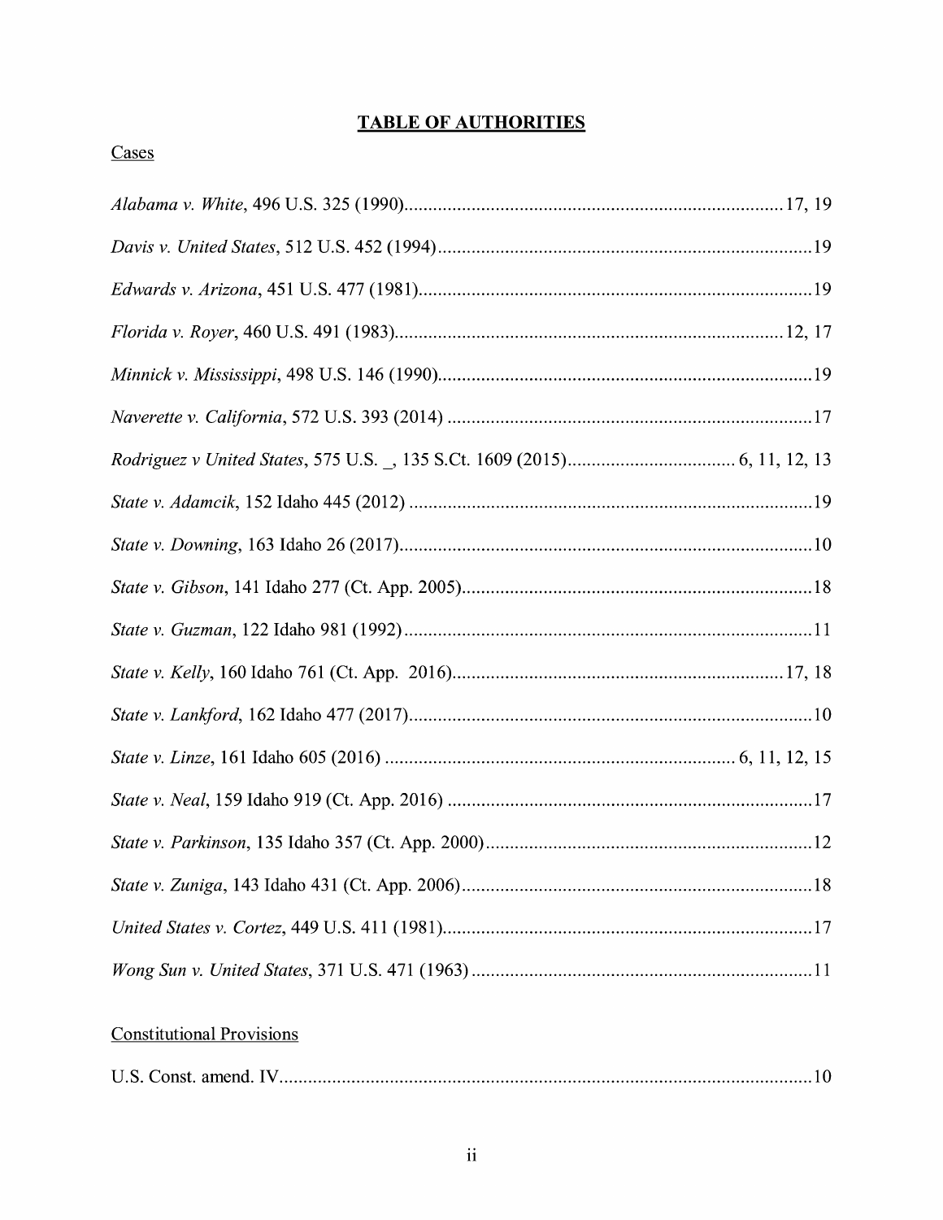# **TABLE OF AUTHORITIES**

Cases

*Alabama v. White*, 496 U.S. 325 (1990)................................................................................17, 19

*Davis v. United States*, 512 U.S. 452 (1994)..............................................................................19

*Edwards v. Arizona*, 451 U.S. 477 (1981)..................................................................................19

*Florida v. Royer*, 460 U.S. 491 (1983)...................................................................................12, 17

*Minnick v. Mississippi*, 498 U.S. 146 (1990)..............................................................................19

*Naverette v. California*, 572 U.S. 393 (2014) ............................................................................17

*Rodriguez v United States*, 575 U.S. _, 135 S.Ct. 1609 (2015)................................... 6, 11, 12, 13

*State v. Adamcik*, 152 Idaho 445 (2012) ....................................................................................19

*State v. Downing*, 163 Idaho 26 (2017)......................................................................................10

*State v. Gibson*, 141 Idaho 277 (Ct. App. 2005).........................................................................18

*State v. Guzman*, 122 Idaho 981 (1992) .....................................................................................11

*State v. Kelly*, 160 Idaho 761 (Ct. App. 2016)......................................................................17, 18

*State v. Lankford*, 162 Idaho 477 (2017)....................................................................................10

*State v. Linze*, 161 Idaho 605 (2016) ......................................................................... 6, 11, 12, 15

*State v. Neal*, 159 Idaho 919 (Ct. App. 2016) ............................................................................17

*State v. Parkinson*, 135 Idaho 357 (Ct. App. 2000)....................................................................12

*State v. Zuniga*, 143 Idaho 431 (Ct. App. 2006).........................................................................18

*United States v. Cortez*, 449 U.S. 411 (1981).............................................................................17

*Wong Sun v. United States*, 371 U.S. 471 (1963) .......................................................................11

Constitutional Provisions

U.S. Const. amend. IV................................................................................................................10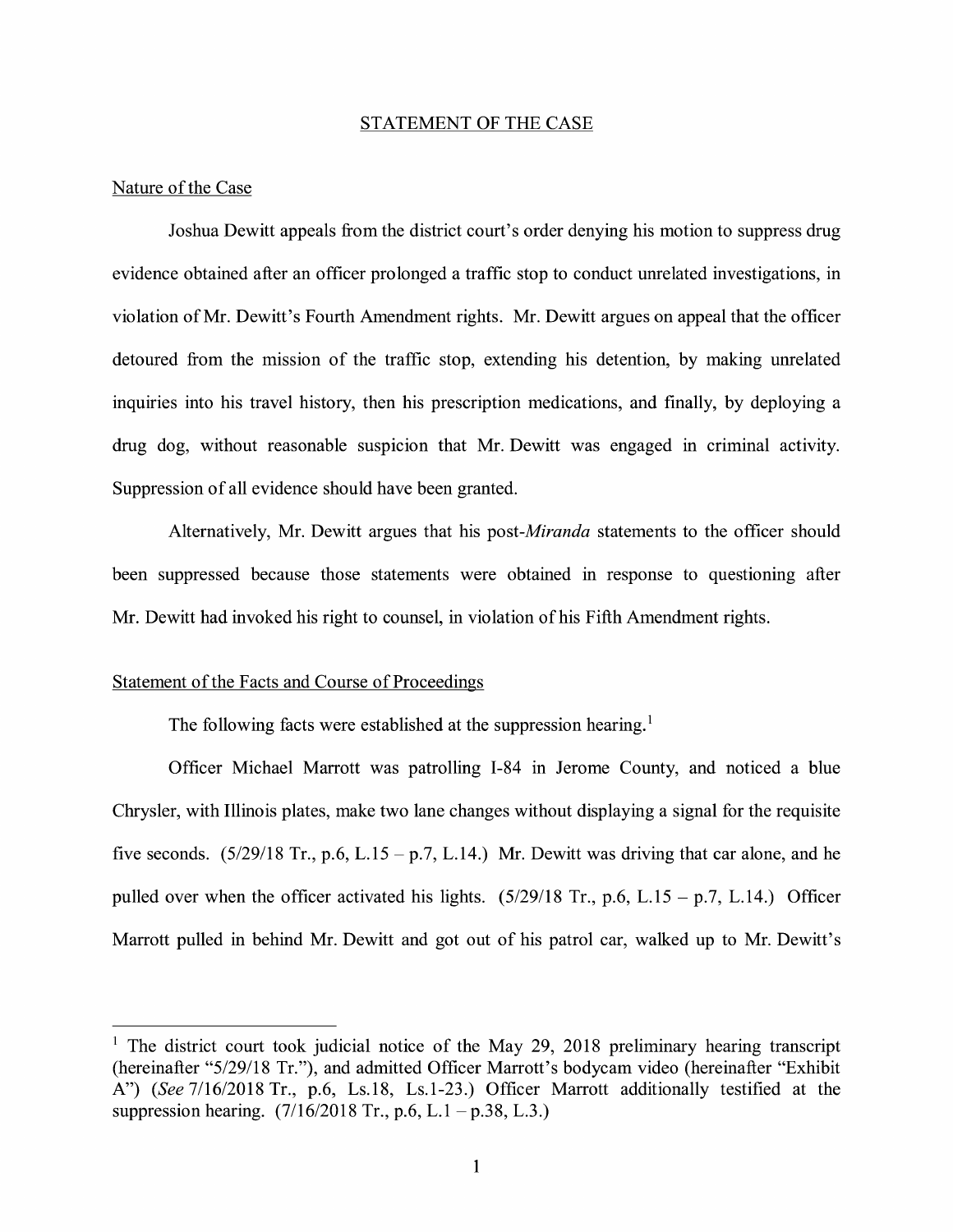## STATEMENT OF THE CASE

### Nature of the Case

Joshua Dewitt appeals from the district court's order denying his motion to suppress drug evidence obtained after an officer prolonged a traffic stop to conduct unrelated investigations, in violation of Mr. Dewitt's Fourth Amendment rights. Mr. Dewitt argues on appeal that the officer detoured from the mission of the traffic stop, extending his detention, by making unrelated inquiries into his travel history, then his prescription medications, and finally, by deploying a drug dog, without reasonable suspicion that Mr. Dewitt was engaged in criminal activity. Suppression of all evidence should have been granted.

Alternatively, Mr. Dewitt argues that his post-*Miranda* statements to the officer should been suppressed because those statements were obtained in response to questioning after Mr. Dewitt had invoked his right to counsel, in violation of his Fifth Amendment rights.

### Statement of the Facts and Course of Proceedings

The following facts were established at the suppression hearing.[1]

Officer Michael Marrott was patrolling I-84 in Jerome County, and noticed a blue Chrysler, with Illinois plates, make two lane changes without displaying a signal for the requisite five seconds. (5/29/18 Tr., p.6, L.15 – p.7, L.14.) Mr. Dewitt was driving that car alone, and he pulled over when the officer activated his lights. (5/29/18 Tr., p.6, L.15 – p.7, L.14.) Officer Marrott pulled in behind Mr. Dewitt and got out of his patrol car, walked up to Mr. Dewitt's

---

[1] The district court took judicial notice of the May 29, 2018 preliminary hearing transcript (hereinafter "5/29/18 Tr."), and admitted Officer Marrott's bodycam video (hereinafter "Exhibit A") (*See* 7/16/2018 Tr., p.6, Ls.18, Ls.1-23.) Officer Marrott additionally testified at the suppression hearing. (7/16/2018 Tr., p.6, L.1 – p.38, L.3.)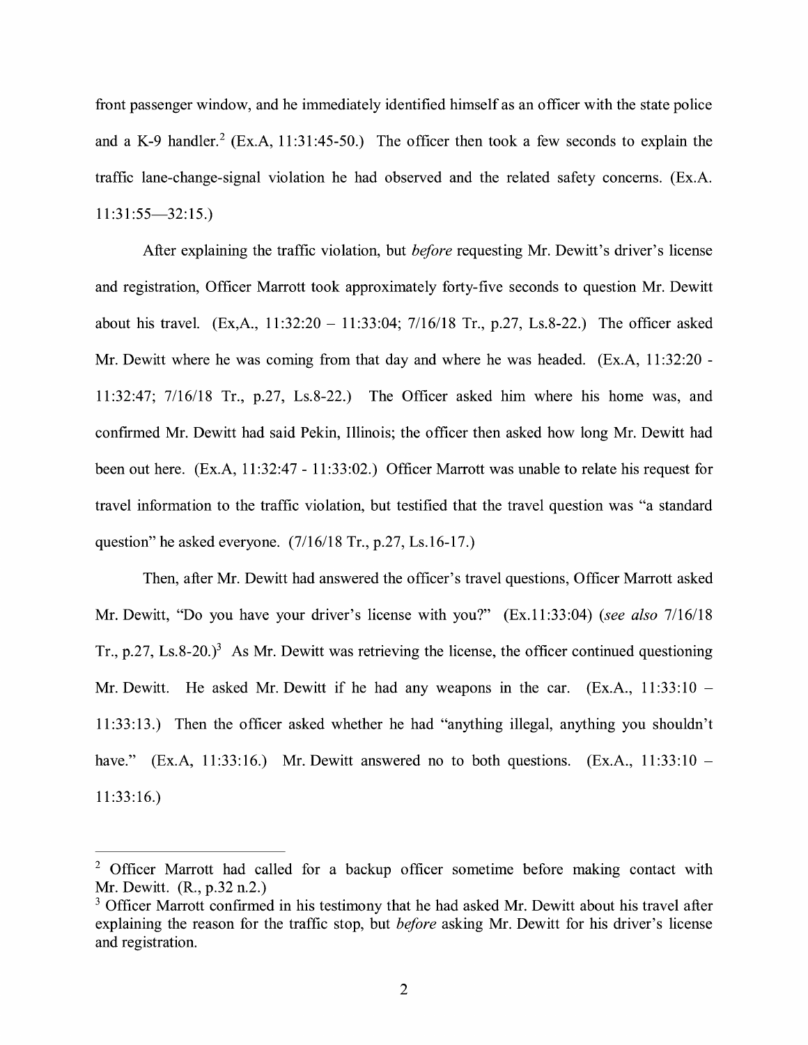front passenger window, and he immediately identified himself as an officer with the state police and a K-9 handler.[2] (Ex.A, 11:31:45-50.) The officer then took a few seconds to explain the traffic lane-change-signal violation he had observed and the related safety concerns. (Ex.A. 11:31:55—32:15.)

After explaining the traffic violation, but *before* requesting Mr. Dewitt's driver's license and registration, Officer Marrott took approximately forty-five seconds to question Mr. Dewitt about his travel. (Ex,A., 11:32:20 – 11:33:04; 7/16/18 Tr., p.27, Ls.8-22.) The officer asked Mr. Dewitt where he was coming from that day and where he was headed. (Ex.A, 11:32:20 - 11:32:47; 7/16/18 Tr., p.27, Ls.8-22.) The Officer asked him where his home was, and confirmed Mr. Dewitt had said Pekin, Illinois; the officer then asked how long Mr. Dewitt had been out here. (Ex.A, 11:32:47 - 11:33:02.) Officer Marrott was unable to relate his request for travel information to the traffic violation, but testified that the travel question was "a standard question" he asked everyone. (7/16/18 Tr., p.27, Ls.16-17.)

Then, after Mr. Dewitt had answered the officer's travel questions, Officer Marrott asked Mr. Dewitt, "Do you have your driver's license with you?" (Ex.11:33:04) (*see also* 7/16/18 Tr., p.27, Ls.8-20.)[3] As Mr. Dewitt was retrieving the license, the officer continued questioning Mr. Dewitt. He asked Mr. Dewitt if he had any weapons in the car. (Ex.A., 11:33:10 – 11:33:13.) Then the officer asked whether he had "anything illegal, anything you shouldn't have." (Ex.A, 11:33:16.) Mr. Dewitt answered no to both questions. (Ex.A., 11:33:10 – 11:33:16.)

---

[2] Officer Marrott had called for a backup officer sometime before making contact with Mr. Dewitt. (R., p.32 n.2.)

[3] Officer Marrott confirmed in his testimony that he had asked Mr. Dewitt about his travel after explaining the reason for the traffic stop, but *before* asking Mr. Dewitt for his driver's license and registration.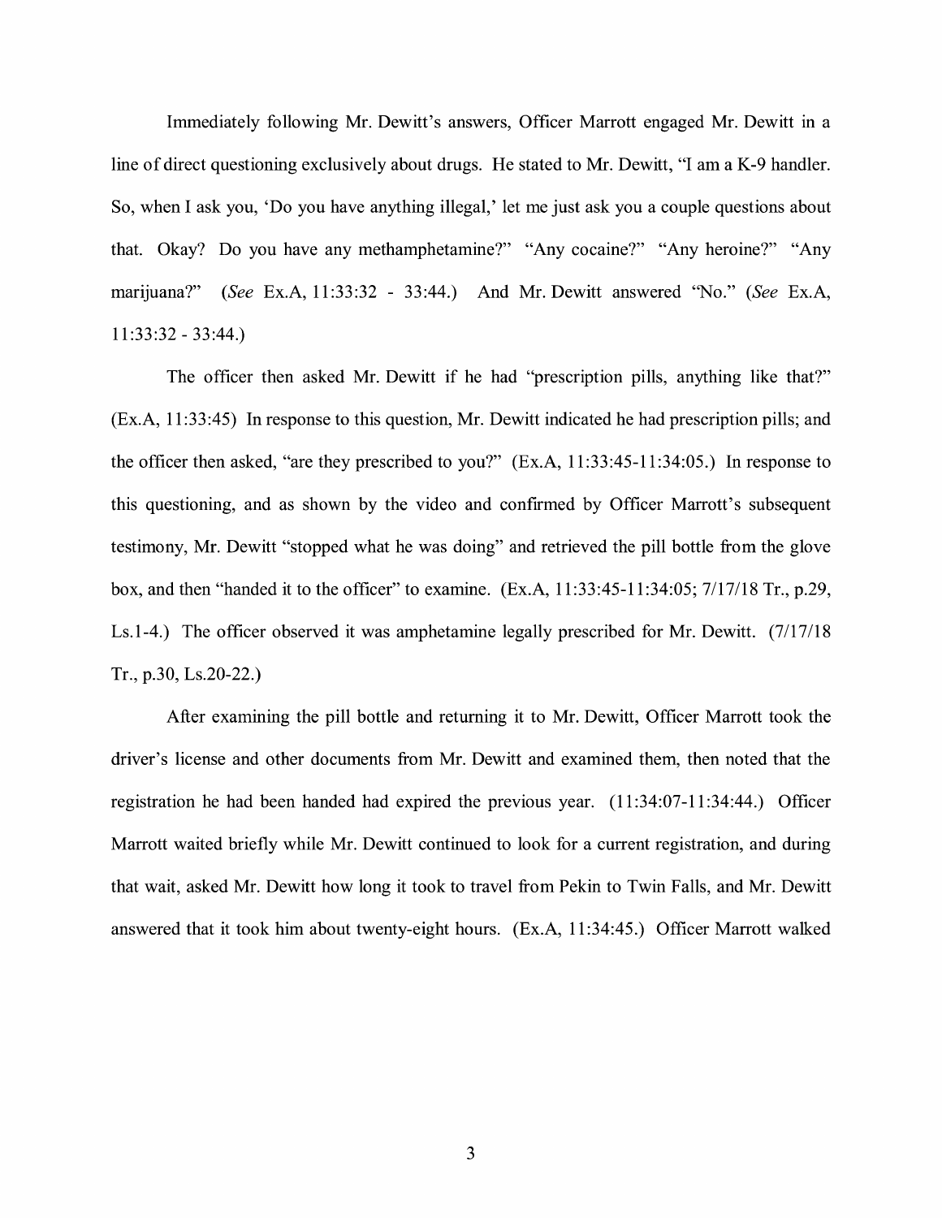Immediately following Mr. Dewitt's answers, Officer Marrott engaged Mr. Dewitt in a line of direct questioning exclusively about drugs. He stated to Mr. Dewitt, "I am a K-9 handler. So, when I ask you, 'Do you have anything illegal,' let me just ask you a couple questions about that. Okay? Do you have any methamphetamine?" "Any cocaine?" "Any heroine?" "Any marijuana?" (*See* Ex.A, 11:33:32 - 33:44.) And Mr. Dewitt answered "No." (*See* Ex.A, 11:33:32 - 33:44.)

The officer then asked Mr. Dewitt if he had "prescription pills, anything like that?" (Ex.A, 11:33:45) In response to this question, Mr. Dewitt indicated he had prescription pills; and the officer then asked, "are they prescribed to you?" (Ex.A, 11:33:45-11:34:05.) In response to this questioning, and as shown by the video and confirmed by Officer Marrott's subsequent testimony, Mr. Dewitt "stopped what he was doing" and retrieved the pill bottle from the glove box, and then "handed it to the officer" to examine. (Ex.A, 11:33:45-11:34:05; 7/17/18 Tr., p.29, Ls.1-4.) The officer observed it was amphetamine legally prescribed for Mr. Dewitt. (7/17/18 Tr., p.30, Ls.20-22.)

After examining the pill bottle and returning it to Mr. Dewitt, Officer Marrott took the driver's license and other documents from Mr. Dewitt and examined them, then noted that the registration he had been handed had expired the previous year. (11:34:07-11:34:44.) Officer Marrott waited briefly while Mr. Dewitt continued to look for a current registration, and during that wait, asked Mr. Dewitt how long it took to travel from Pekin to Twin Falls, and Mr. Dewitt answered that it took him about twenty-eight hours. (Ex.A, 11:34:45.) Officer Marrott walked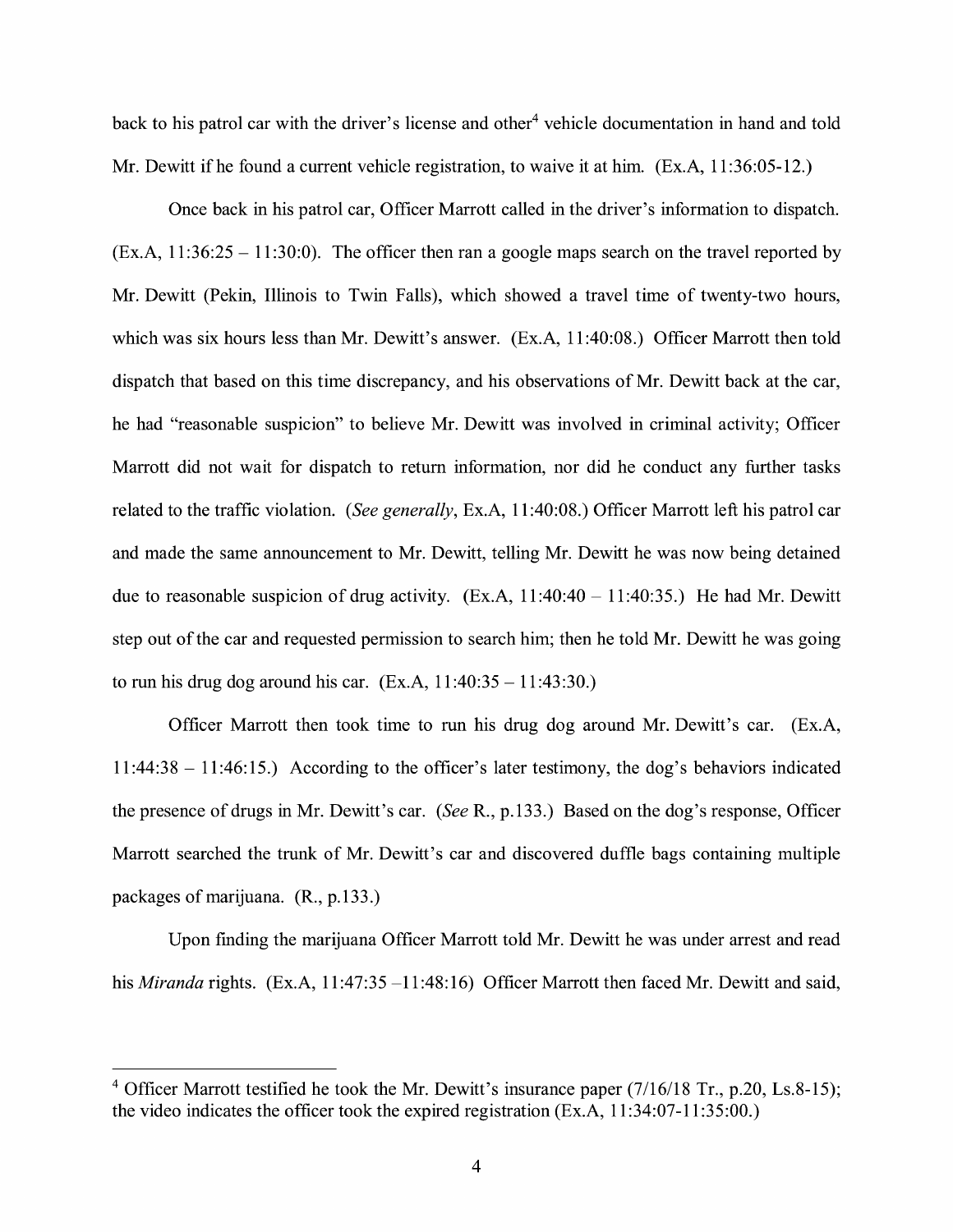back to his patrol car with the driver's license and other[4] vehicle documentation in hand and told Mr. Dewitt if he found a current vehicle registration, to waive it at him. (Ex.A, 11:36:05-12.)

Once back in his patrol car, Officer Marrott called in the driver's information to dispatch. (Ex.A, 11:36:25 – 11:30:0). The officer then ran a google maps search on the travel reported by Mr. Dewitt (Pekin, Illinois to Twin Falls), which showed a travel time of twenty-two hours, which was six hours less than Mr. Dewitt's answer. (Ex.A, 11:40:08.) Officer Marrott then told dispatch that based on this time discrepancy, and his observations of Mr. Dewitt back at the car, he had "reasonable suspicion" to believe Mr. Dewitt was involved in criminal activity; Officer Marrott did not wait for dispatch to return information, nor did he conduct any further tasks related to the traffic violation. (*See generally*, Ex.A, 11:40:08.) Officer Marrott left his patrol car and made the same announcement to Mr. Dewitt, telling Mr. Dewitt he was now being detained due to reasonable suspicion of drug activity. (Ex.A, 11:40:40 – 11:40:35.) He had Mr. Dewitt step out of the car and requested permission to search him; then he told Mr. Dewitt he was going to run his drug dog around his car. (Ex.A, 11:40:35 – 11:43:30.)

Officer Marrott then took time to run his drug dog around Mr. Dewitt's car. (Ex.A, 11:44:38 – 11:46:15.) According to the officer's later testimony, the dog's behaviors indicated the presence of drugs in Mr. Dewitt's car. (*See* R., p.133.) Based on the dog's response, Officer Marrott searched the trunk of Mr. Dewitt's car and discovered duffle bags containing multiple packages of marijuana. (R., p.133.)

Upon finding the marijuana Officer Marrott told Mr. Dewitt he was under arrest and read his *Miranda* rights. (Ex.A, 11:47:35 –11:48:16) Officer Marrott then faced Mr. Dewitt and said,

---

[4] Officer Marrott testified he took the Mr. Dewitt's insurance paper (7/16/18 Tr., p.20, Ls.8-15); the video indicates the officer took the expired registration (Ex.A, 11:34:07-11:35:00.)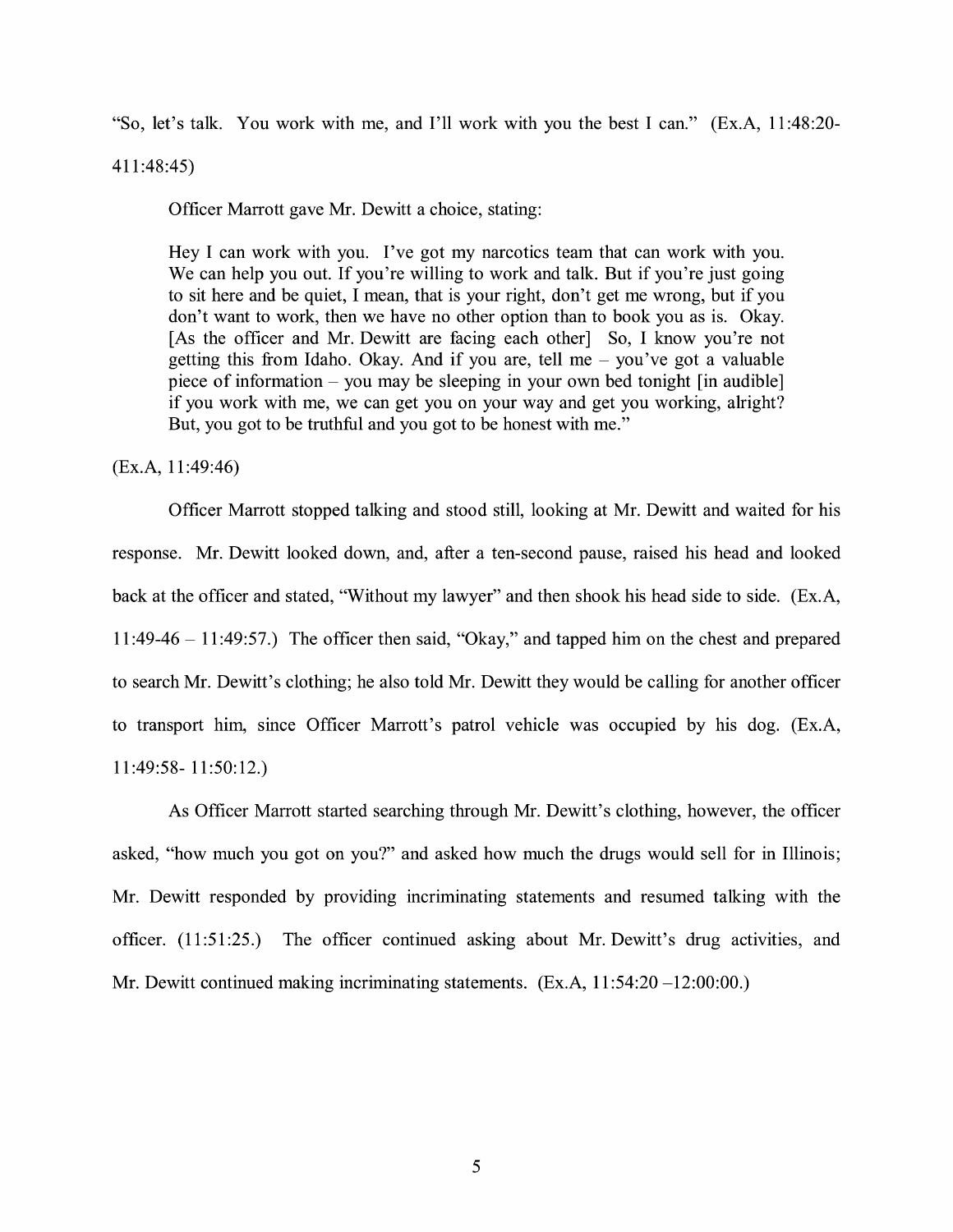"So, let's talk. You work with me, and I'll work with you the best I can." (Ex.A, 11:48:20-411:48:45)

Officer Marrott gave Mr. Dewitt a choice, stating:

> Hey I can work with you. I've got my narcotics team that can work with you. We can help you out. If you're willing to work and talk. But if you're just going to sit here and be quiet, I mean, that is your right, don't get me wrong, but if you don't want to work, then we have no other option than to book you as is. Okay. [As the officer and Mr. Dewitt are facing each other] So, I know you're not getting this from Idaho. Okay. And if you are, tell me – you've got a valuable piece of information – you may be sleeping in your own bed tonight [in audible] if you work with me, we can get you on your way and get you working, alright? But, you got to be truthful and you got to be honest with me."

(Ex.A, 11:49:46)

Officer Marrott stopped talking and stood still, looking at Mr. Dewitt and waited for his response. Mr. Dewitt looked down, and, after a ten-second pause, raised his head and looked back at the officer and stated, "Without my lawyer" and then shook his head side to side. (Ex.A, 11:49-46 – 11:49:57.) The officer then said, "Okay," and tapped him on the chest and prepared to search Mr. Dewitt's clothing; he also told Mr. Dewitt they would be calling for another officer to transport him, since Officer Marrott's patrol vehicle was occupied by his dog. (Ex.A, 11:49:58- 11:50:12.)

As Officer Marrott started searching through Mr. Dewitt's clothing, however, the officer asked, "how much you got on you?" and asked how much the drugs would sell for in Illinois; Mr. Dewitt responded by providing incriminating statements and resumed talking with the officer. (11:51:25.) The officer continued asking about Mr. Dewitt's drug activities, and Mr. Dewitt continued making incriminating statements. (Ex.A, 11:54:20 –12:00:00.)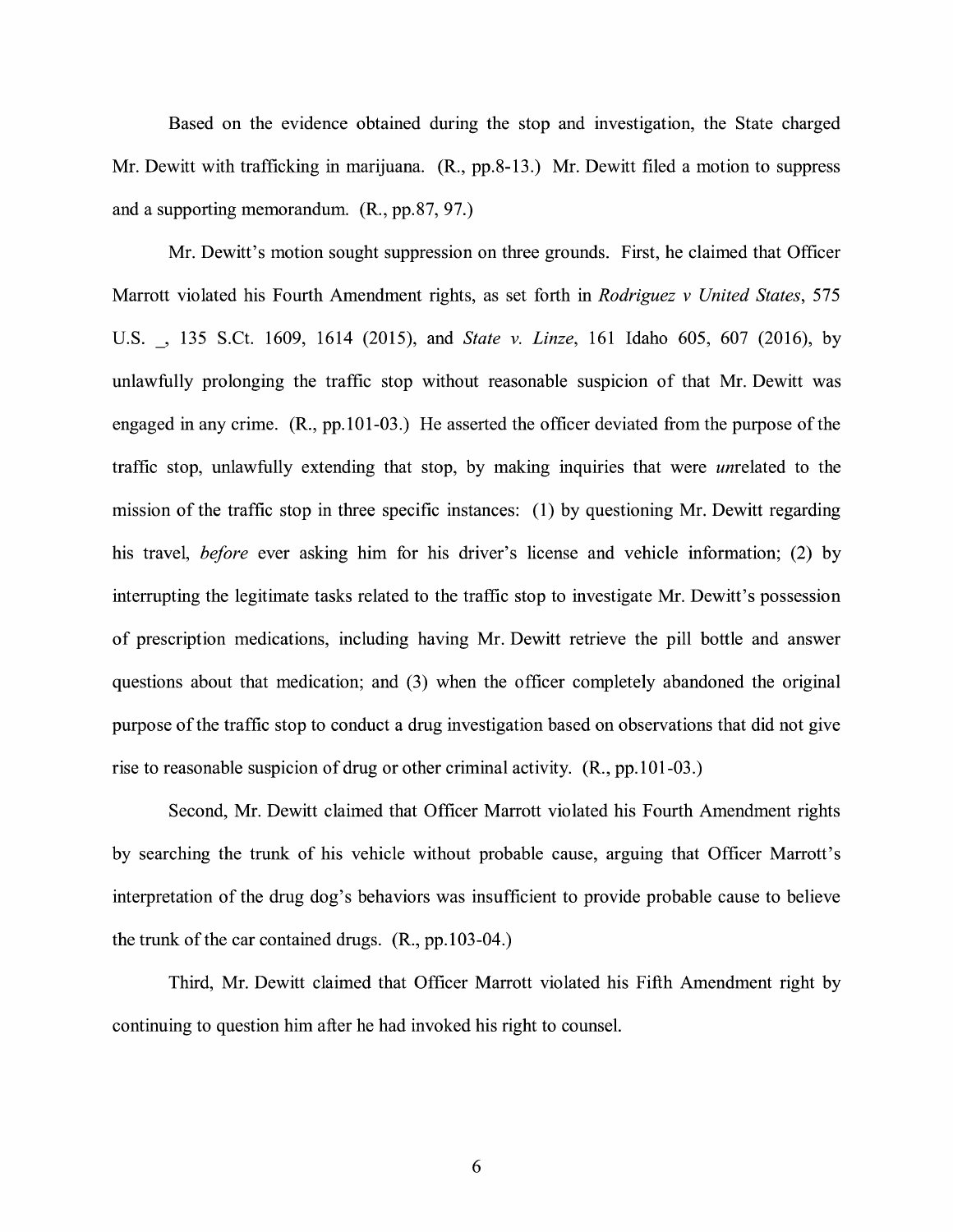Based on the evidence obtained during the stop and investigation, the State charged Mr. Dewitt with trafficking in marijuana. (R., pp.8-13.) Mr. Dewitt filed a motion to suppress and a supporting memorandum. (R., pp.87, 97.)

Mr. Dewitt's motion sought suppression on three grounds. First, he claimed that Officer Marrott violated his Fourth Amendment rights, as set forth in *Rodriguez v United States*, 575 U.S. _, 135 S.Ct. 1609, 1614 (2015), and *State v. Linze*, 161 Idaho 605, 607 (2016), by unlawfully prolonging the traffic stop without reasonable suspicion of that Mr. Dewitt was engaged in any crime. (R., pp.101-03.) He asserted the officer deviated from the purpose of the traffic stop, unlawfully extending that stop, by making inquiries that were *un*related to the mission of the traffic stop in three specific instances: (1) by questioning Mr. Dewitt regarding his travel, *before* ever asking him for his driver's license and vehicle information; (2) by interrupting the legitimate tasks related to the traffic stop to investigate Mr. Dewitt's possession of prescription medications, including having Mr. Dewitt retrieve the pill bottle and answer questions about that medication; and (3) when the officer completely abandoned the original purpose of the traffic stop to conduct a drug investigation based on observations that did not give rise to reasonable suspicion of drug or other criminal activity. (R., pp.101-03.)

Second, Mr. Dewitt claimed that Officer Marrott violated his Fourth Amendment rights by searching the trunk of his vehicle without probable cause, arguing that Officer Marrott's interpretation of the drug dog's behaviors was insufficient to provide probable cause to believe the trunk of the car contained drugs. (R., pp.103-04.)

Third, Mr. Dewitt claimed that Officer Marrott violated his Fifth Amendment right by continuing to question him after he had invoked his right to counsel.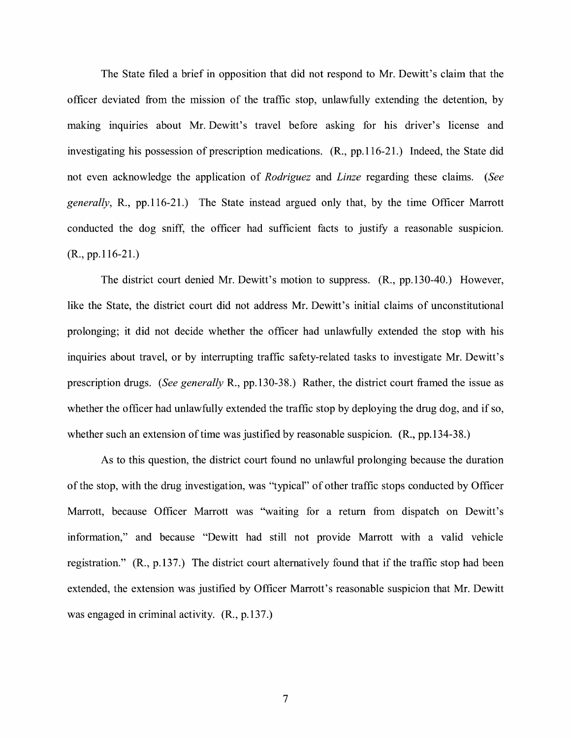The State filed a brief in opposition that did not respond to Mr. Dewitt's claim that the officer deviated from the mission of the traffic stop, unlawfully extending the detention, by making inquiries about Mr. Dewitt's travel before asking for his driver's license and investigating his possession of prescription medications. (R., pp.116-21.) Indeed, the State did not even acknowledge the application of *Rodriguez* and *Linze* regarding these claims. (*See generally*, R., pp.116-21.) The State instead argued only that, by the time Officer Marrott conducted the dog sniff, the officer had sufficient facts to justify a reasonable suspicion. (R., pp.116-21.)

The district court denied Mr. Dewitt's motion to suppress. (R., pp.130-40.) However, like the State, the district court did not address Mr. Dewitt's initial claims of unconstitutional prolonging; it did not decide whether the officer had unlawfully extended the stop with his inquiries about travel, or by interrupting traffic safety-related tasks to investigate Mr. Dewitt's prescription drugs. (*See generally* R., pp.130-38.) Rather, the district court framed the issue as whether the officer had unlawfully extended the traffic stop by deploying the drug dog, and if so, whether such an extension of time was justified by reasonable suspicion. (R., pp.134-38.)

As to this question, the district court found no unlawful prolonging because the duration of the stop, with the drug investigation, was "typical" of other traffic stops conducted by Officer Marrott, because Officer Marrott was "waiting for a return from dispatch on Dewitt's information," and because "Dewitt had still not provide Marrott with a valid vehicle registration." (R., p.137.) The district court alternatively found that if the traffic stop had been extended, the extension was justified by Officer Marrott's reasonable suspicion that Mr. Dewitt was engaged in criminal activity. (R., p.137.)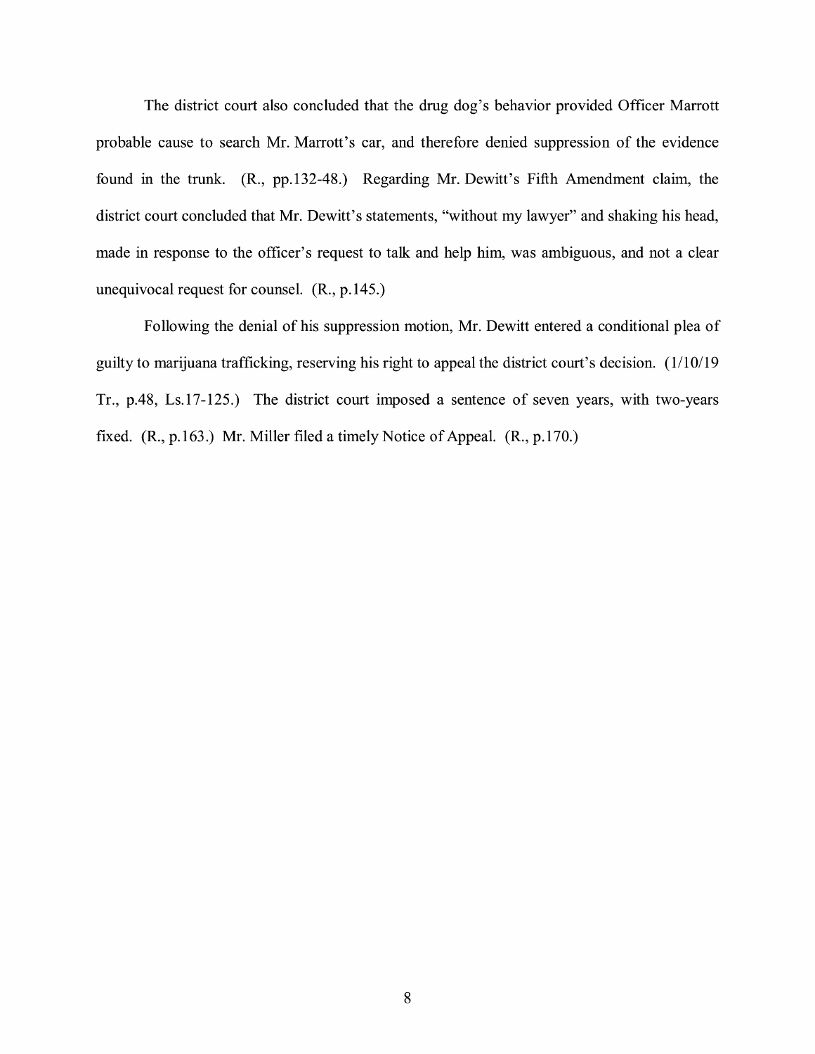The district court also concluded that the drug dog's behavior provided Officer Marrott probable cause to search Mr. Marrott's car, and therefore denied suppression of the evidence found in the trunk. (R., pp.132-48.) Regarding Mr. Dewitt's Fifth Amendment claim, the district court concluded that Mr. Dewitt's statements, "without my lawyer" and shaking his head, made in response to the officer's request to talk and help him, was ambiguous, and not a clear unequivocal request for counsel. (R., p.145.)

Following the denial of his suppression motion, Mr. Dewitt entered a conditional plea of guilty to marijuana trafficking, reserving his right to appeal the district court's decision. (1/10/19 Tr., p.48, Ls.17-125.) The district court imposed a sentence of seven years, with two-years fixed. (R., p.163.) Mr. Miller filed a timely Notice of Appeal. (R., p.170.)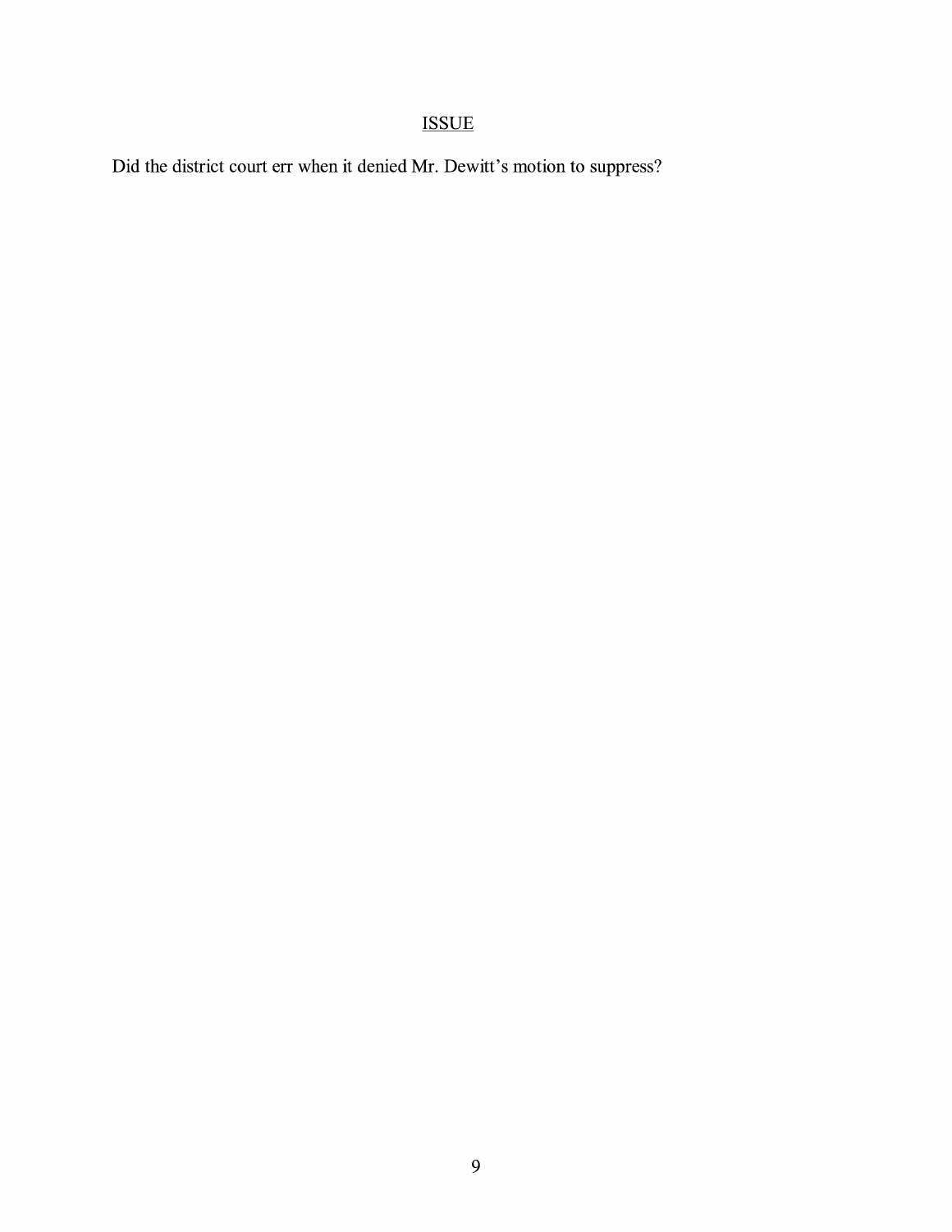## ISSUE

Did the district court err when it denied Mr. Dewitt's motion to suppress?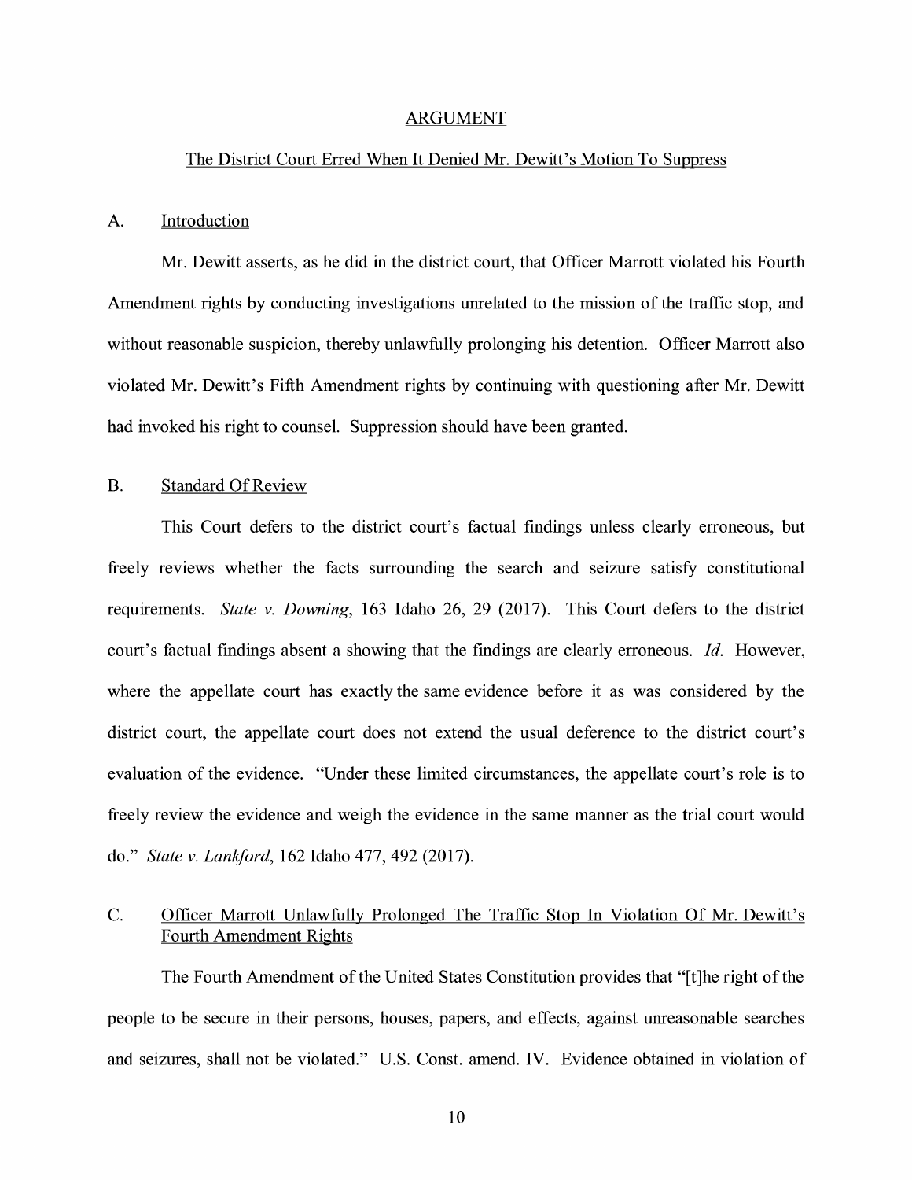## ARGUMENT

### The District Court Erred When It Denied Mr. Dewitt's Motion To Suppress

#### A. Introduction

Mr. Dewitt asserts, as he did in the district court, that Officer Marrott violated his Fourth Amendment rights by conducting investigations unrelated to the mission of the traffic stop, and without reasonable suspicion, thereby unlawfully prolonging his detention. Officer Marrott also violated Mr. Dewitt's Fifth Amendment rights by continuing with questioning after Mr. Dewitt had invoked his right to counsel. Suppression should have been granted.

#### B. Standard Of Review

This Court defers to the district court's factual findings unless clearly erroneous, but freely reviews whether the facts surrounding the search and seizure satisfy constitutional requirements. *State v. Downing*, 163 Idaho 26, 29 (2017). This Court defers to the district court's factual findings absent a showing that the findings are clearly erroneous. *Id.* However, where the appellate court has exactly the same evidence before it as was considered by the district court, the appellate court does not extend the usual deference to the district court's evaluation of the evidence. "Under these limited circumstances, the appellate court's role is to freely review the evidence and weigh the evidence in the same manner as the trial court would do." *State v. Lankford*, 162 Idaho 477, 492 (2017).

#### C. Officer Marrott Unlawfully Prolonged The Traffic Stop In Violation Of Mr. Dewitt's Fourth Amendment Rights

The Fourth Amendment of the United States Constitution provides that "[t]he right of the people to be secure in their persons, houses, papers, and effects, against unreasonable searches and seizures, shall not be violated." U.S. Const. amend. IV. Evidence obtained in violation of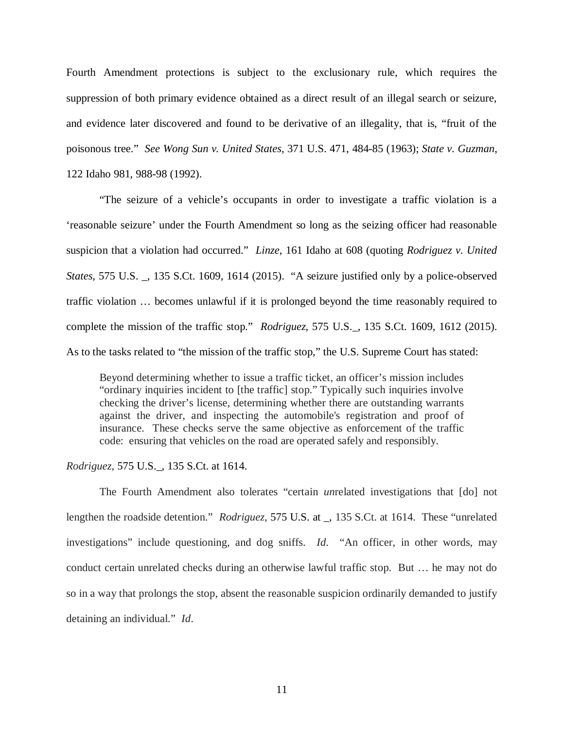Fourth Amendment protections is subject to the exclusionary rule, which requires the suppression of both primary evidence obtained as a direct result of an illegal search or seizure, and evidence later discovered and found to be derivative of an illegality, that is, "fruit of the poisonous tree." *See Wong Sun v. United States*, 371 U.S. 471, 484-85 (1963); *State v. Guzman*, 122 Idaho 981, 988-98 (1992).

"The seizure of a vehicle's occupants in order to investigate a traffic violation is a 'reasonable seizure' under the Fourth Amendment so long as the seizing officer had reasonable suspicion that a violation had occurred." *Linze*, 161 Idaho at 608 (quoting *Rodriguez v. United States*, 575 U.S. _, 135 S.Ct. 1609, 1614 (2015). "A seizure justified only by a police-observed traffic violation … becomes unlawful if it is prolonged beyond the time reasonably required to complete the mission of the traffic stop." *Rodriguez*, 575 U.S._, 135 S.Ct. 1609, 1612 (2015). As to the tasks related to "the mission of the traffic stop," the U.S. Supreme Court has stated:

> Beyond determining whether to issue a traffic ticket, an officer's mission includes "ordinary inquiries incident to [the traffic] stop." Typically such inquiries involve checking the driver's license, determining whether there are outstanding warrants against the driver, and inspecting the automobile's registration and proof of insurance. These checks serve the same objective as enforcement of the traffic code: ensuring that vehicles on the road are operated safely and responsibly.

*Rodriguez*, 575 U.S._, 135 S.Ct. at 1614.

The Fourth Amendment also tolerates "certain *un*related investigations that [do] not lengthen the roadside detention." *Rodriguez*, 575 U.S. at _, 135 S.Ct. at 1614. These "unrelated investigations" include questioning, and dog sniffs. *Id*. "An officer, in other words, may conduct certain unrelated checks during an otherwise lawful traffic stop. But … he may not do so in a way that prolongs the stop, absent the reasonable suspicion ordinarily demanded to justify detaining an individual." *Id*.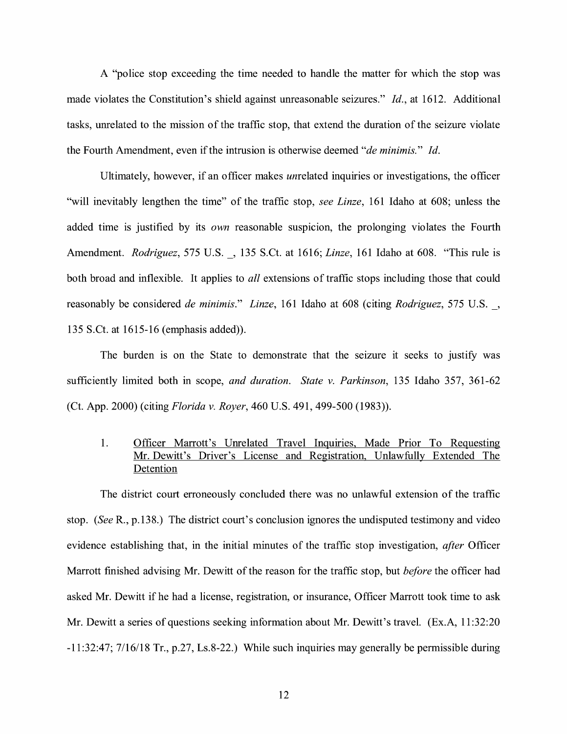A "police stop exceeding the time needed to handle the matter for which the stop was made violates the Constitution's shield against unreasonable seizures." *Id.*, at 1612. Additional tasks, unrelated to the mission of the traffic stop, that extend the duration of the seizure violate the Fourth Amendment, even if the intrusion is otherwise deemed "*de minimis.*" *Id.*

Ultimately, however, if an officer makes *un*related inquiries or investigations, the officer "will inevitably lengthen the time" of the traffic stop, *see Linze*, 161 Idaho at 608; unless the added time is justified by its *own* reasonable suspicion, the prolonging violates the Fourth Amendment. *Rodriguez*, 575 U.S. _, 135 S.Ct. at 1616; *Linze*, 161 Idaho at 608. "This rule is both broad and inflexible. It applies to *all* extensions of traffic stops including those that could reasonably be considered *de minimis*." *Linze*, 161 Idaho at 608 (citing *Rodriguez*, 575 U.S. _, 135 S.Ct. at 1615-16 (emphasis added)).

The burden is on the State to demonstrate that the seizure it seeks to justify was sufficiently limited both in scope, *and duration*. *State v. Parkinson*, 135 Idaho 357, 361-62 (Ct. App. 2000) (citing *Florida v. Royer*, 460 U.S. 491, 499-500 (1983)).

1. <u>Officer Marrott's Unrelated Travel Inquiries, Made Prior To Requesting Mr. Dewitt's Driver's License and Registration, Unlawfully Extended The Detention</u>

The district court erroneously concluded there was no unlawful extension of the traffic stop. (*See* R., p.138.) The district court's conclusion ignores the undisputed testimony and video evidence establishing that, in the initial minutes of the traffic stop investigation, *after* Officer Marrott finished advising Mr. Dewitt of the reason for the traffic stop, but *before* the officer had asked Mr. Dewitt if he had a license, registration, or insurance, Officer Marrott took time to ask Mr. Dewitt a series of questions seeking information about Mr. Dewitt's travel. (Ex.A, 11:32:20 -11:32:47; 7/16/18 Tr., p.27, Ls.8-22.) While such inquiries may generally be permissible during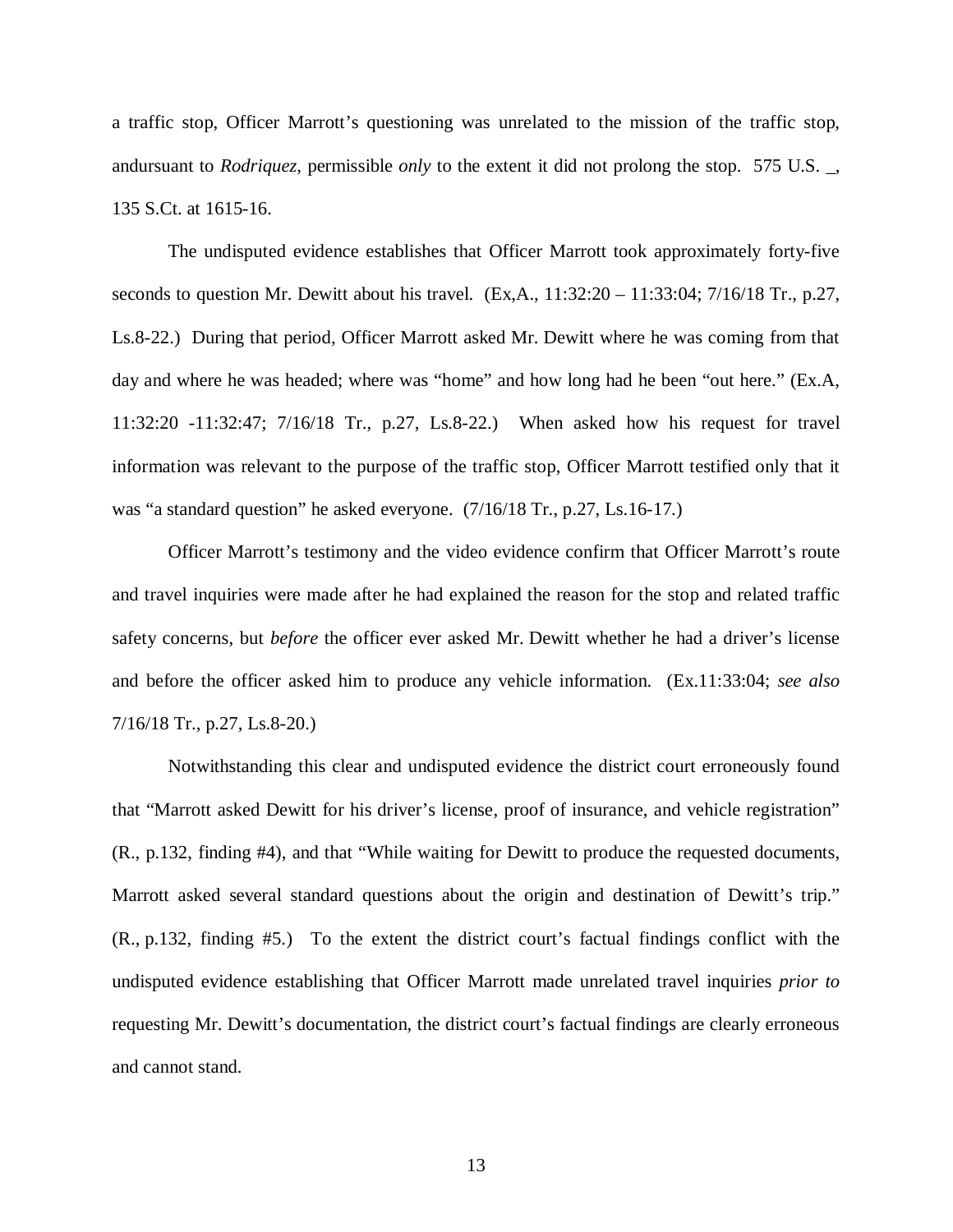a traffic stop, Officer Marrott's questioning was unrelated to the mission of the traffic stop, andursuant to *Rodriquez*, permissible *only* to the extent it did not prolong the stop. 575 U.S. _, 135 S.Ct. at 1615-16.

The undisputed evidence establishes that Officer Marrott took approximately forty-five seconds to question Mr. Dewitt about his travel. (Ex,A., 11:32:20 – 11:33:04; 7/16/18 Tr., p.27, Ls.8-22.) During that period, Officer Marrott asked Mr. Dewitt where he was coming from that day and where he was headed; where was "home" and how long had he been "out here." (Ex.A, 11:32:20 -11:32:47; 7/16/18 Tr., p.27, Ls.8-22.) When asked how his request for travel information was relevant to the purpose of the traffic stop, Officer Marrott testified only that it was "a standard question" he asked everyone. (7/16/18 Tr., p.27, Ls.16-17.)

Officer Marrott's testimony and the video evidence confirm that Officer Marrott's route and travel inquiries were made after he had explained the reason for the stop and related traffic safety concerns, but *before* the officer ever asked Mr. Dewitt whether he had a driver's license and before the officer asked him to produce any vehicle information. (Ex.11:33:04; *see also* 7/16/18 Tr., p.27, Ls.8-20.)

Notwithstanding this clear and undisputed evidence the district court erroneously found that "Marrott asked Dewitt for his driver's license, proof of insurance, and vehicle registration" (R., p.132, finding #4), and that "While waiting for Dewitt to produce the requested documents, Marrott asked several standard questions about the origin and destination of Dewitt's trip." (R., p.132, finding #5.) To the extent the district court's factual findings conflict with the undisputed evidence establishing that Officer Marrott made unrelated travel inquiries *prior to* requesting Mr. Dewitt's documentation, the district court's factual findings are clearly erroneous and cannot stand.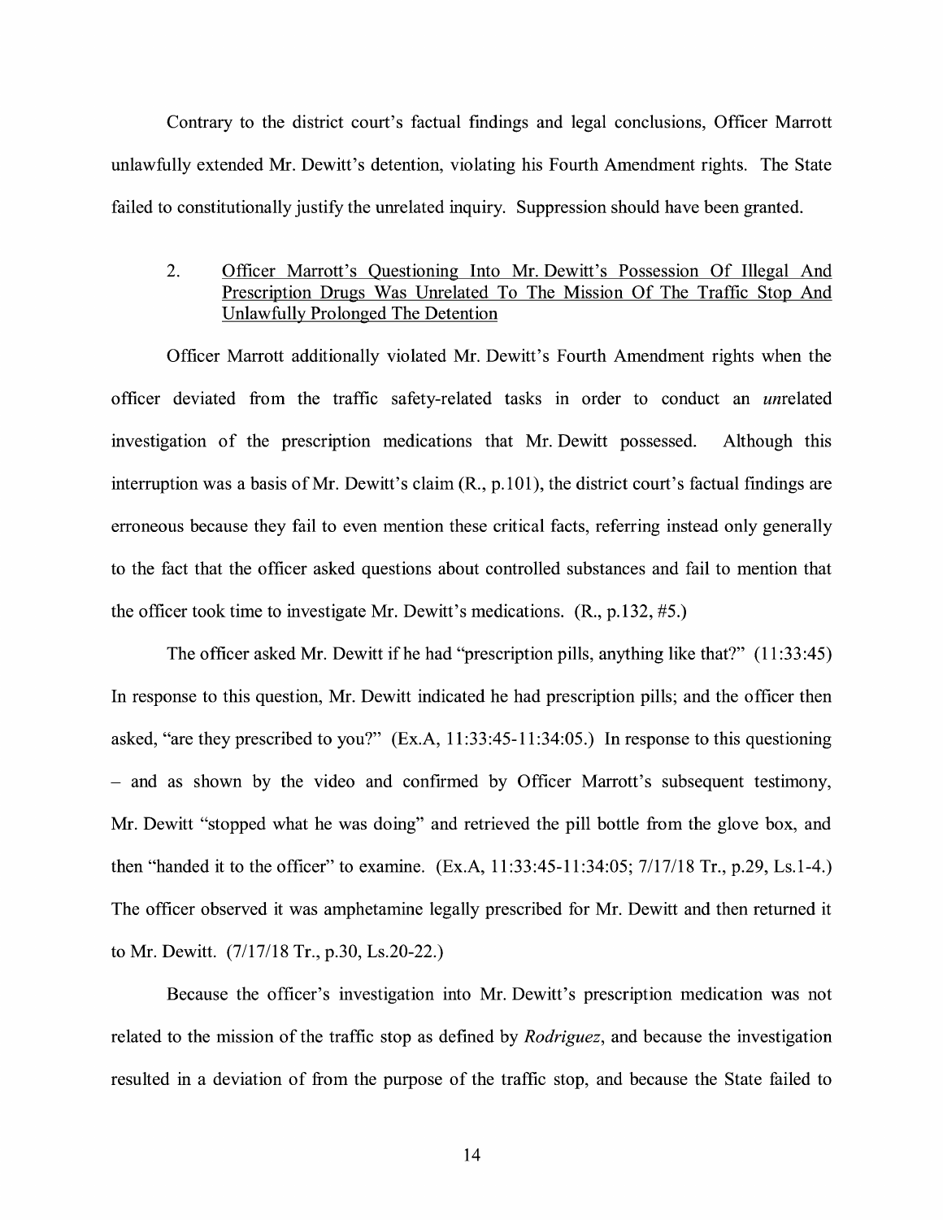Contrary to the district court's factual findings and legal conclusions, Officer Marrott unlawfully extended Mr. Dewitt's detention, violating his Fourth Amendment rights. The State failed to constitutionally justify the unrelated inquiry. Suppression should have been granted.

### 2. <u>Officer Marrott's Questioning Into Mr. Dewitt's Possession Of Illegal And Prescription Drugs Was Unrelated To The Mission Of The Traffic Stop And Unlawfully Prolonged The Detention</u>

Officer Marrott additionally violated Mr. Dewitt's Fourth Amendment rights when the officer deviated from the traffic safety-related tasks in order to conduct an *un*related investigation of the prescription medications that Mr. Dewitt possessed. Although this interruption was a basis of Mr. Dewitt's claim (R., p.101), the district court's factual findings are erroneous because they fail to even mention these critical facts, referring instead only generally to the fact that the officer asked questions about controlled substances and fail to mention that the officer took time to investigate Mr. Dewitt's medications. (R., p.132, #5.)

The officer asked Mr. Dewitt if he had "prescription pills, anything like that?" (11:33:45) In response to this question, Mr. Dewitt indicated he had prescription pills; and the officer then asked, "are they prescribed to you?" (Ex.A, 11:33:45-11:34:05.) In response to this questioning – and as shown by the video and confirmed by Officer Marrott's subsequent testimony, Mr. Dewitt "stopped what he was doing" and retrieved the pill bottle from the glove box, and then "handed it to the officer" to examine. (Ex.A, 11:33:45-11:34:05; 7/17/18 Tr., p.29, Ls.1-4.) The officer observed it was amphetamine legally prescribed for Mr. Dewitt and then returned it to Mr. Dewitt. (7/17/18 Tr., p.30, Ls.20-22.)

Because the officer's investigation into Mr. Dewitt's prescription medication was not related to the mission of the traffic stop as defined by *Rodriguez*, and because the investigation resulted in a deviation of from the purpose of the traffic stop, and because the State failed to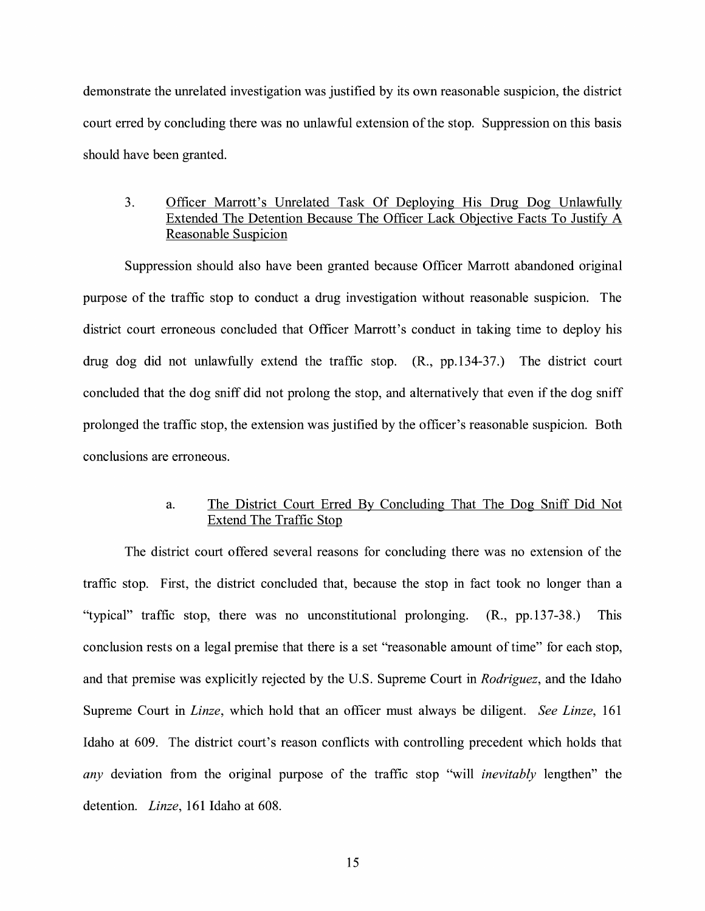demonstrate the unrelated investigation was justified by its own reasonable suspicion, the district court erred by concluding there was no unlawful extension of the stop. Suppression on this basis should have been granted.

### 3. Officer Marrott's Unrelated Task Of Deploying His Drug Dog Unlawfully Extended The Detention Because The Officer Lack Objective Facts To Justify A Reasonable Suspicion

Suppression should also have been granted because Officer Marrott abandoned original purpose of the traffic stop to conduct a drug investigation without reasonable suspicion. The district court erroneous concluded that Officer Marrott's conduct in taking time to deploy his drug dog did not unlawfully extend the traffic stop. (R., pp.134-37.) The district court concluded that the dog sniff did not prolong the stop, and alternatively that even if the dog sniff prolonged the traffic stop, the extension was justified by the officer's reasonable suspicion. Both conclusions are erroneous.

#### a. The District Court Erred By Concluding That The Dog Sniff Did Not Extend The Traffic Stop

The district court offered several reasons for concluding there was no extension of the traffic stop. First, the district concluded that, because the stop in fact took no longer than a "typical" traffic stop, there was no unconstitutional prolonging. (R., pp.137-38.) This conclusion rests on a legal premise that there is a set "reasonable amount of time" for each stop, and that premise was explicitly rejected by the U.S. Supreme Court in *Rodriguez*, and the Idaho Supreme Court in *Linze*, which hold that an officer must always be diligent. *See Linze*, 161 Idaho at 609. The district court's reason conflicts with controlling precedent which holds that *any* deviation from the original purpose of the traffic stop "will *inevitably* lengthen" the detention. *Linze*, 161 Idaho at 608.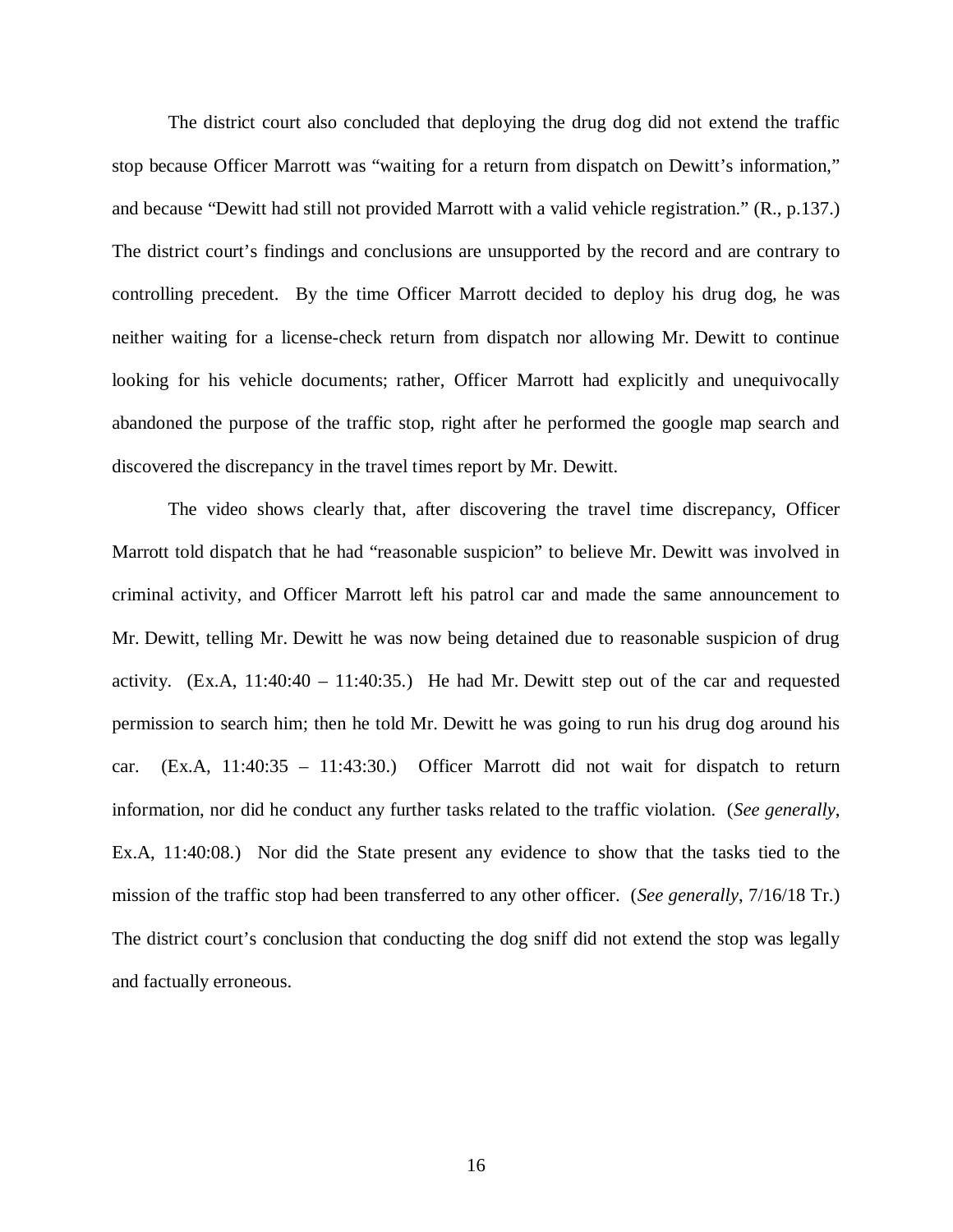The district court also concluded that deploying the drug dog did not extend the traffic stop because Officer Marrott was "waiting for a return from dispatch on Dewitt's information," and because "Dewitt had still not provided Marrott with a valid vehicle registration." (R., p.137.) The district court's findings and conclusions are unsupported by the record and are contrary to controlling precedent. By the time Officer Marrott decided to deploy his drug dog, he was neither waiting for a license-check return from dispatch nor allowing Mr. Dewitt to continue looking for his vehicle documents; rather, Officer Marrott had explicitly and unequivocally abandoned the purpose of the traffic stop, right after he performed the google map search and discovered the discrepancy in the travel times report by Mr. Dewitt.

The video shows clearly that, after discovering the travel time discrepancy, Officer Marrott told dispatch that he had "reasonable suspicion" to believe Mr. Dewitt was involved in criminal activity, and Officer Marrott left his patrol car and made the same announcement to Mr. Dewitt, telling Mr. Dewitt he was now being detained due to reasonable suspicion of drug activity. (Ex.A, 11:40:40 – 11:40:35.) He had Mr. Dewitt step out of the car and requested permission to search him; then he told Mr. Dewitt he was going to run his drug dog around his car. (Ex.A, 11:40:35 – 11:43:30.) Officer Marrott did not wait for dispatch to return information, nor did he conduct any further tasks related to the traffic violation. (*See generally*, Ex.A, 11:40:08.) Nor did the State present any evidence to show that the tasks tied to the mission of the traffic stop had been transferred to any other officer. (*See generally*, 7/16/18 Tr.) The district court's conclusion that conducting the dog sniff did not extend the stop was legally and factually erroneous.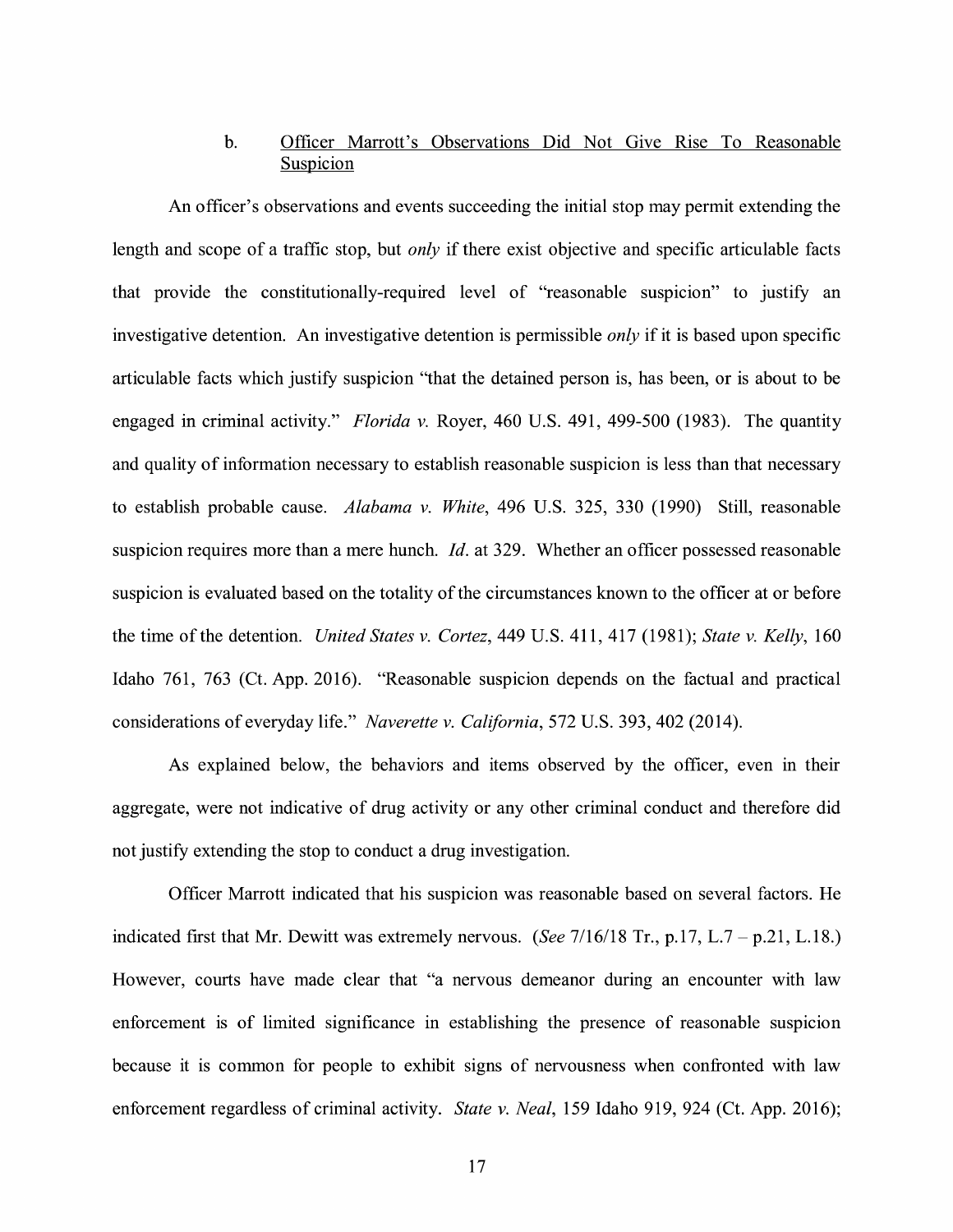### b. Officer Marrott's Observations Did Not Give Rise To Reasonable Suspicion

An officer's observations and events succeeding the initial stop may permit extending the length and scope of a traffic stop, but *only* if there exist objective and specific articulable facts that provide the constitutionally-required level of "reasonable suspicion" to justify an investigative detention. An investigative detention is permissible *only* if it is based upon specific articulable facts which justify suspicion "that the detained person is, has been, or is about to be engaged in criminal activity." *Florida v.* Royer, 460 U.S. 491, 499-500 (1983). The quantity and quality of information necessary to establish reasonable suspicion is less than that necessary to establish probable cause. *Alabama v. White*, 496 U.S. 325, 330 (1990) Still, reasonable suspicion requires more than a mere hunch. *Id*. at 329. Whether an officer possessed reasonable suspicion is evaluated based on the totality of the circumstances known to the officer at or before the time of the detention. *United States v. Cortez*, 449 U.S. 411, 417 (1981); *State v. Kelly*, 160 Idaho 761, 763 (Ct. App. 2016). "Reasonable suspicion depends on the factual and practical considerations of everyday life." *Naverette v. California*, 572 U.S. 393, 402 (2014).

As explained below, the behaviors and items observed by the officer, even in their aggregate, were not indicative of drug activity or any other criminal conduct and therefore did not justify extending the stop to conduct a drug investigation.

Officer Marrott indicated that his suspicion was reasonable based on several factors. He indicated first that Mr. Dewitt was extremely nervous. (*See* 7/16/18 Tr., p.17, L.7 – p.21, L.18.) However, courts have made clear that "a nervous demeanor during an encounter with law enforcement is of limited significance in establishing the presence of reasonable suspicion because it is common for people to exhibit signs of nervousness when confronted with law enforcement regardless of criminal activity. *State v. Neal*, 159 Idaho 919, 924 (Ct. App. 2016);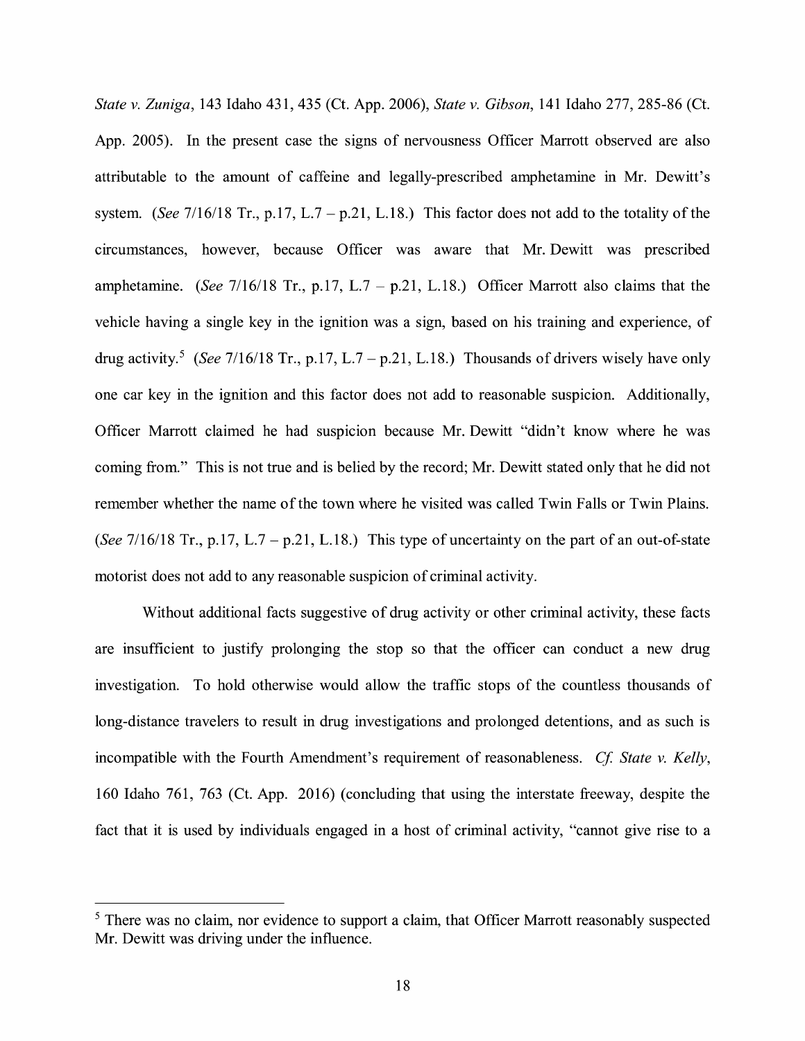*State v. Zuniga*, 143 Idaho 431, 435 (Ct. App. 2006), *State v. Gibson*, 141 Idaho 277, 285-86 (Ct. App. 2005). In the present case the signs of nervousness Officer Marrott observed are also attributable to the amount of caffeine and legally-prescribed amphetamine in Mr. Dewitt's system. (*See* 7/16/18 Tr., p.17, L.7 – p.21, L.18.) This factor does not add to the totality of the circumstances, however, because Officer was aware that Mr. Dewitt was prescribed amphetamine. (*See* 7/16/18 Tr., p.17, L.7 – p.21, L.18.) Officer Marrott also claims that the vehicle having a single key in the ignition was a sign, based on his training and experience, of drug activity.[5] (*See* 7/16/18 Tr., p.17, L.7 – p.21, L.18.) Thousands of drivers wisely have only one car key in the ignition and this factor does not add to reasonable suspicion. Additionally, Officer Marrott claimed he had suspicion because Mr. Dewitt "didn't know where he was coming from." This is not true and is belied by the record; Mr. Dewitt stated only that he did not remember whether the name of the town where he visited was called Twin Falls or Twin Plains. (*See* 7/16/18 Tr., p.17, L.7 – p.21, L.18.) This type of uncertainty on the part of an out-of-state motorist does not add to any reasonable suspicion of criminal activity.

Without additional facts suggestive of drug activity or other criminal activity, these facts are insufficient to justify prolonging the stop so that the officer can conduct a new drug investigation. To hold otherwise would allow the traffic stops of the countless thousands of long-distance travelers to result in drug investigations and prolonged detentions, and as such is incompatible with the Fourth Amendment's requirement of reasonableness. *Cf. State v. Kelly*, 160 Idaho 761, 763 (Ct. App. 2016) (concluding that using the interstate freeway, despite the fact that it is used by individuals engaged in a host of criminal activity, "cannot give rise to a

---

[5] There was no claim, nor evidence to support a claim, that Officer Marrott reasonably suspected Mr. Dewitt was driving under the influence.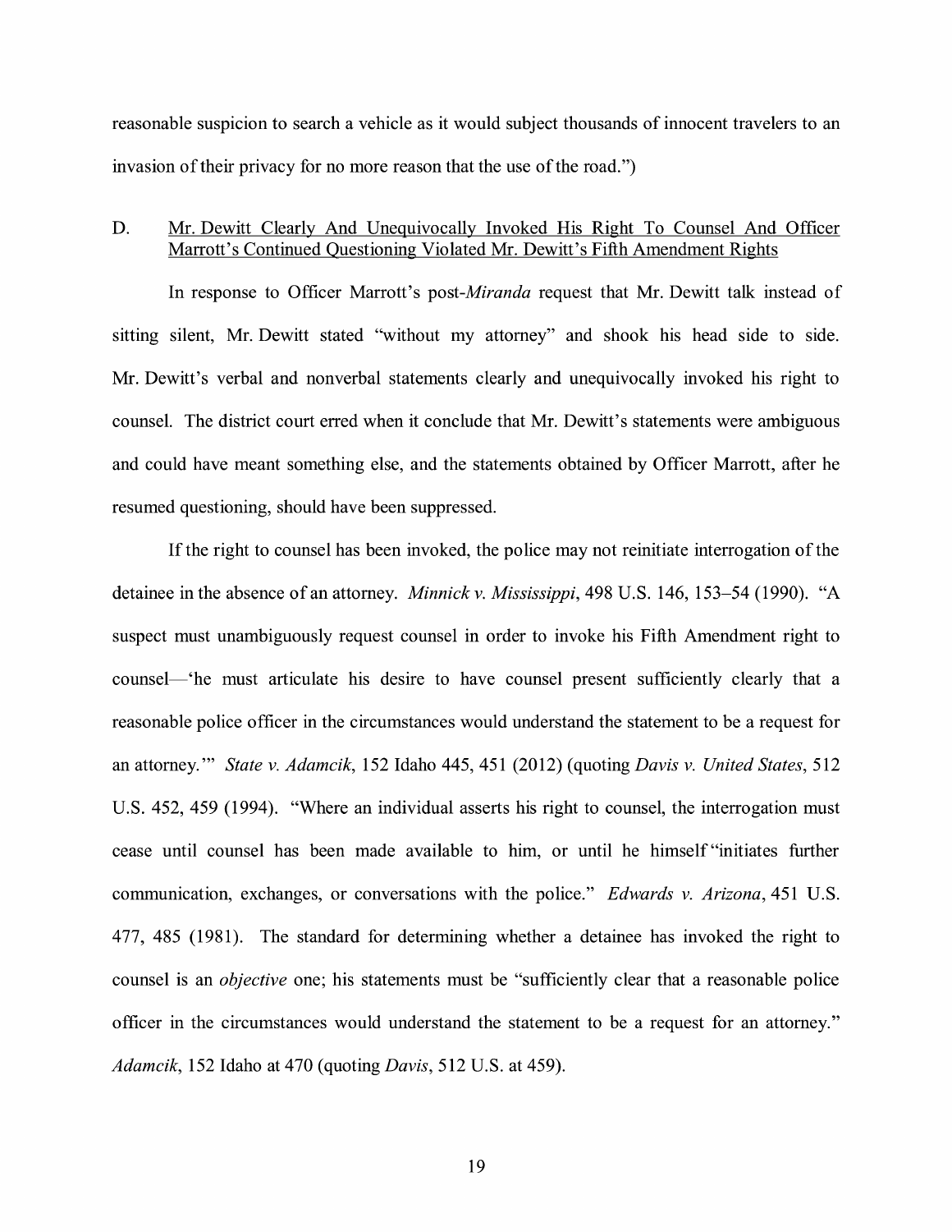reasonable suspicion to search a vehicle as it would subject thousands of innocent travelers to an invasion of their privacy for no more reason that the use of the road.")

D. Mr. Dewitt Clearly And Unequivocally Invoked His Right To Counsel And Officer Marrott's Continued Questioning Violated Mr. Dewitt's Fifth Amendment Rights

In response to Officer Marrott's post-*Miranda* request that Mr. Dewitt talk instead of sitting silent, Mr. Dewitt stated "without my attorney" and shook his head side to side. Mr. Dewitt's verbal and nonverbal statements clearly and unequivocally invoked his right to counsel. The district court erred when it conclude that Mr. Dewitt's statements were ambiguous and could have meant something else, and the statements obtained by Officer Marrott, after he resumed questioning, should have been suppressed.

If the right to counsel has been invoked, the police may not reinitiate interrogation of the detainee in the absence of an attorney. *Minnick v. Mississippi*, 498 U.S. 146, 153–54 (1990). "A suspect must unambiguously request counsel in order to invoke his Fifth Amendment right to counsel—'he must articulate his desire to have counsel present sufficiently clearly that a reasonable police officer in the circumstances would understand the statement to be a request for an attorney.'" *State v. Adamcik*, 152 Idaho 445, 451 (2012) (quoting *Davis v. United States*, 512 U.S. 452, 459 (1994). "Where an individual asserts his right to counsel, the interrogation must cease until counsel has been made available to him, or until he himself "initiates further communication, exchanges, or conversations with the police." *Edwards v. Arizona*, 451 U.S. 477, 485 (1981). The standard for determining whether a detainee has invoked the right to counsel is an *objective* one; his statements must be "sufficiently clear that a reasonable police officer in the circumstances would understand the statement to be a request for an attorney." *Adamcik*, 152 Idaho at 470 (quoting *Davis*, 512 U.S. at 459).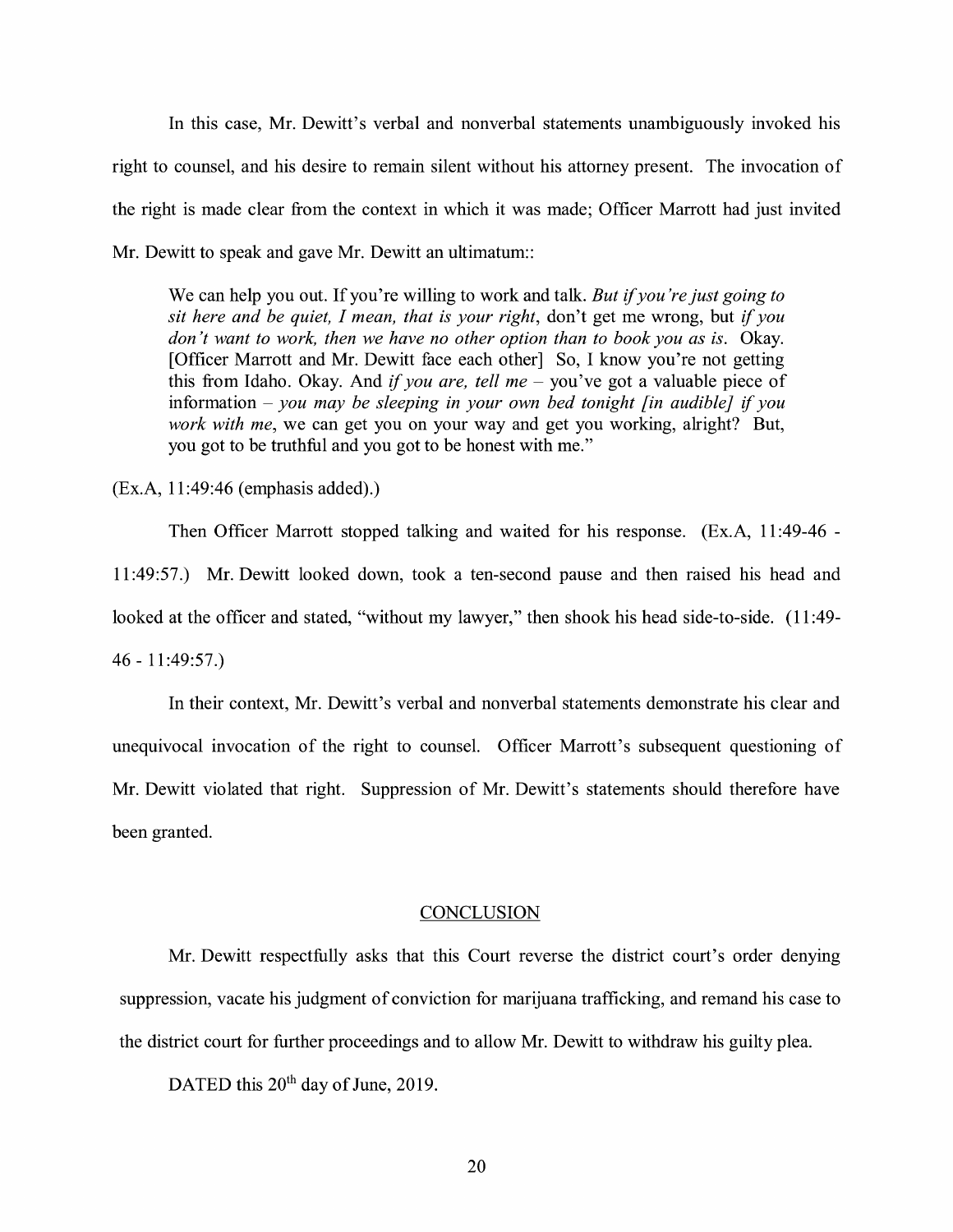In this case, Mr. Dewitt's verbal and nonverbal statements unambiguously invoked his right to counsel, and his desire to remain silent without his attorney present. The invocation of the right is made clear from the context in which it was made; Officer Marrott had just invited Mr. Dewitt to speak and gave Mr. Dewitt an ultimatum::

> We can help you out. If you're willing to work and talk. *But if you're just going to sit here and be quiet, I mean, that is your right*, don't get me wrong, but *if you don't want to work, then we have no other option than to book you as is*. Okay. [Officer Marrott and Mr. Dewitt face each other] So, I know you're not getting this from Idaho. Okay. And *if you are, tell me* – you've got a valuable piece of information – *you may be sleeping in your own bed tonight [in audible] if you work with me*, we can get you on your way and get you working, alright? But, you got to be truthful and you got to be honest with me."

(Ex.A, 11:49:46 (emphasis added).)

Then Officer Marrott stopped talking and waited for his response. (Ex.A, 11:49-46 - 11:49:57.) Mr. Dewitt looked down, took a ten-second pause and then raised his head and looked at the officer and stated, "without my lawyer," then shook his head side-to-side. (11:49-46 - 11:49:57.)

In their context, Mr. Dewitt's verbal and nonverbal statements demonstrate his clear and unequivocal invocation of the right to counsel. Officer Marrott's subsequent questioning of Mr. Dewitt violated that right. Suppression of Mr. Dewitt's statements should therefore have been granted.

## CONCLUSION

Mr. Dewitt respectfully asks that this Court reverse the district court's order denying suppression, vacate his judgment of conviction for marijuana trafficking, and remand his case to the district court for further proceedings and to allow Mr. Dewitt to withdraw his guilty plea.

DATED this 20th day of June, 2019.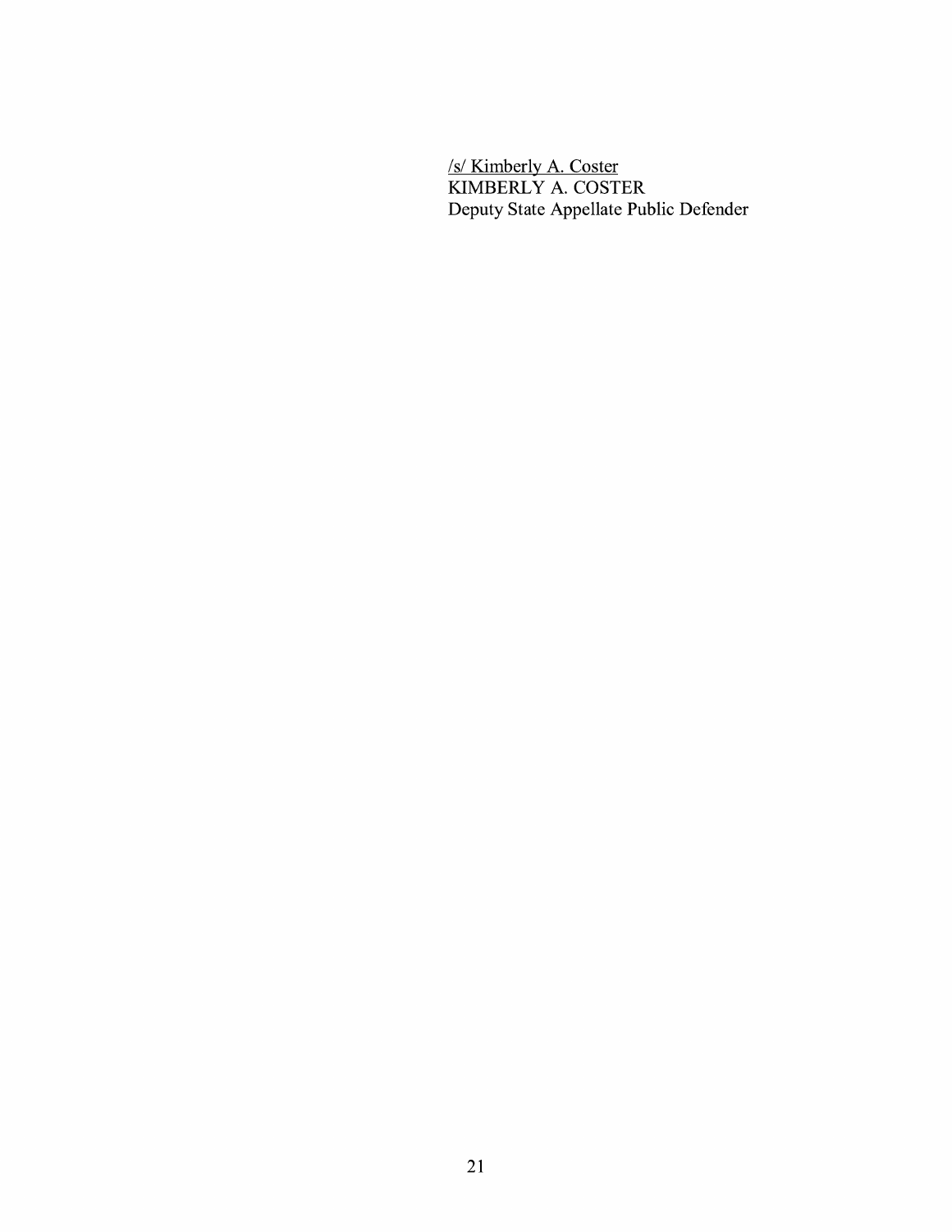/s/ Kimberly A. Coster
KIMBERLY A. COSTER
Deputy State Appellate Public Defender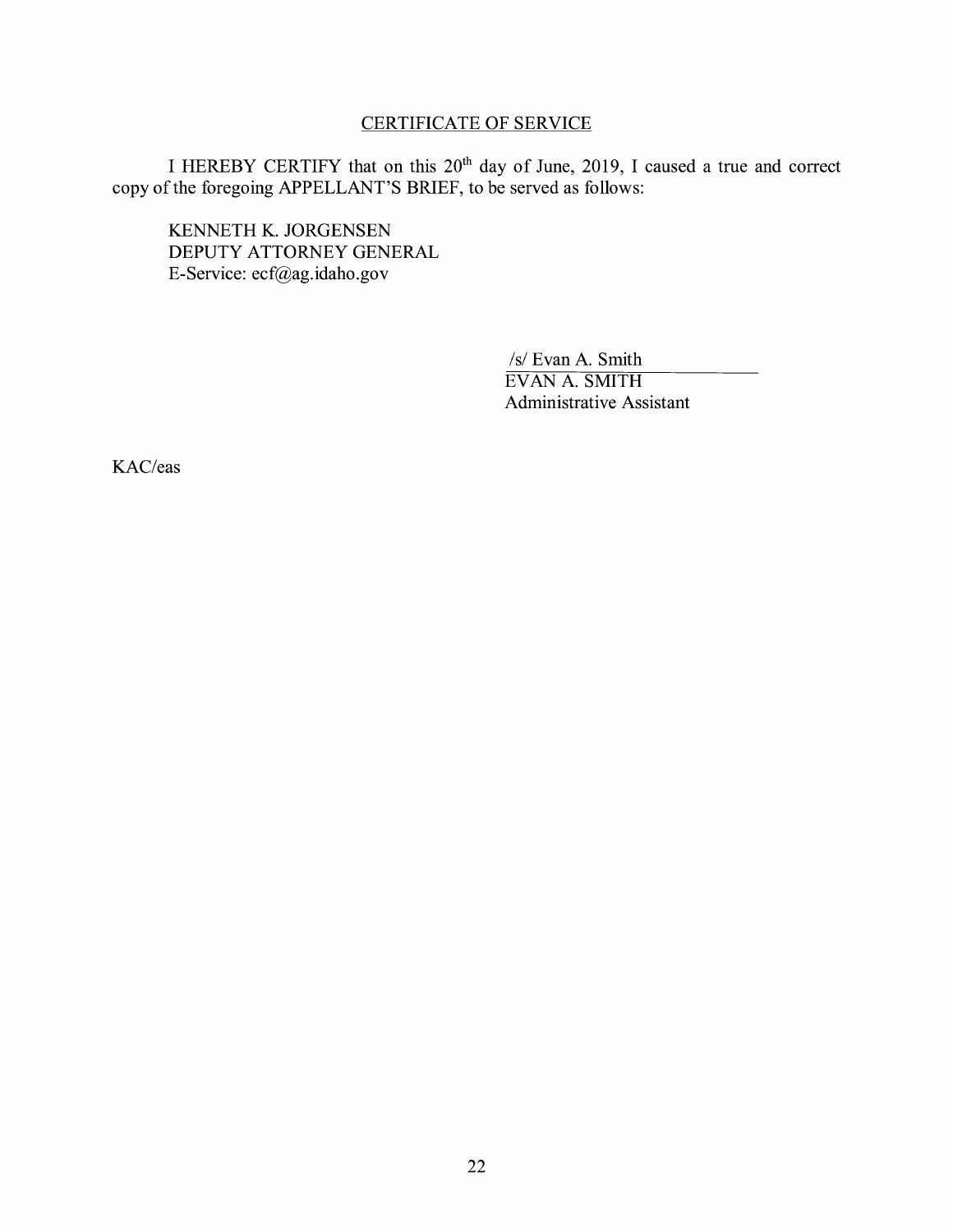## CERTIFICATE OF SERVICE

I HEREBY CERTIFY that on this 20th day of June, 2019, I caused a true and correct copy of the foregoing APPELLANT'S BRIEF, to be served as follows:

KENNETH K. JORGENSEN  
DEPUTY ATTORNEY GENERAL  
E-Service: ecf@ag.idaho.gov

/s/ Evan A. Smith  
EVAN A. SMITH  
Administrative Assistant

KAC/eas